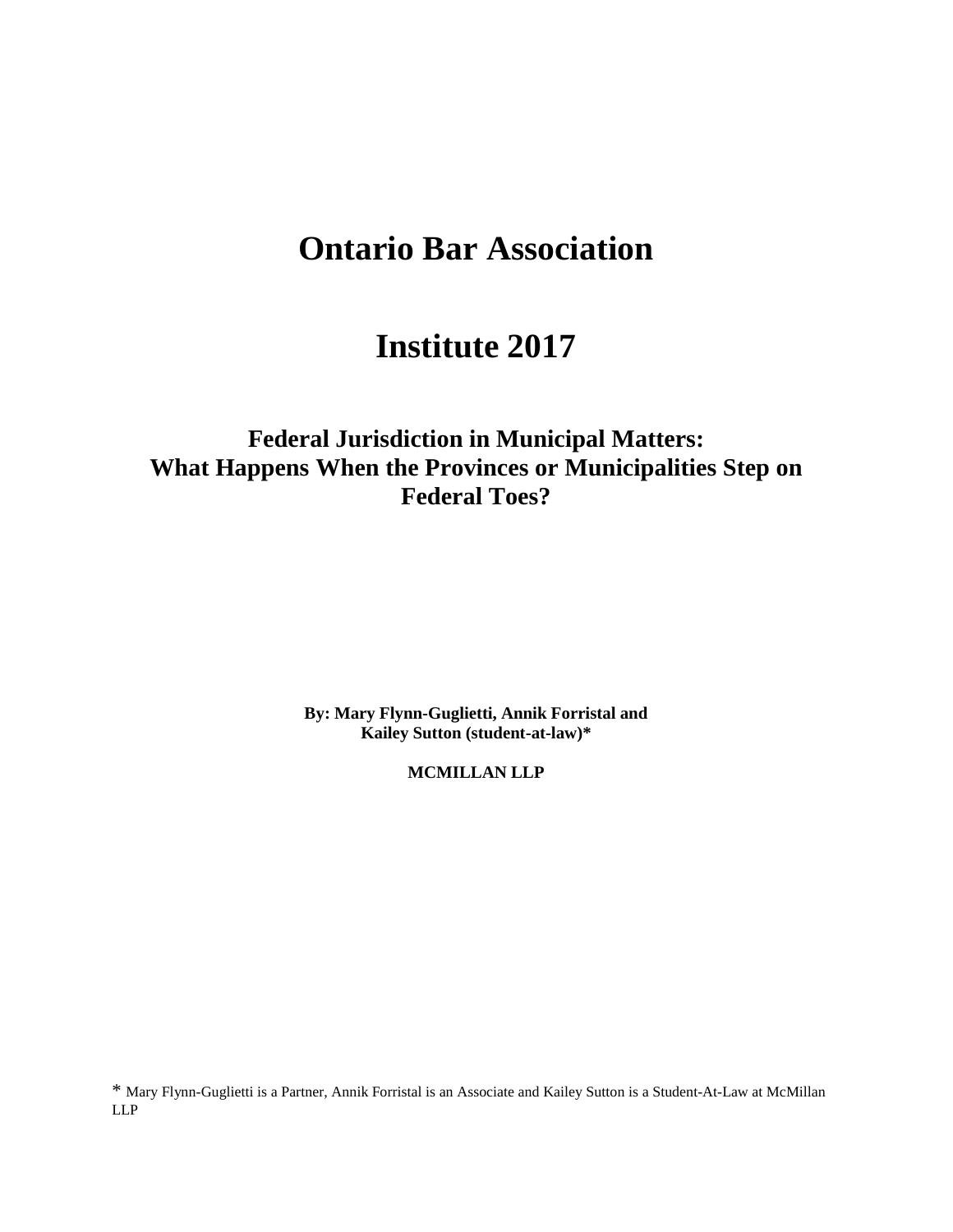# Ontario Bar Association

# Institute 2017

## Federal Jurisdiction in Municipal Matters: What Happens When the Provinces or Municipalities Step on Federal Toes?

**By: Mary Flynn-Guglietti, Annik Forristal and Kailey Sutton (student-at-law)***

**MCMILLAN LLP**

* Mary Flynn-Guglietti is a Partner, Annik Forristal is an Associate and Kailey Sutton is a Student-At-Law at McMillan LLP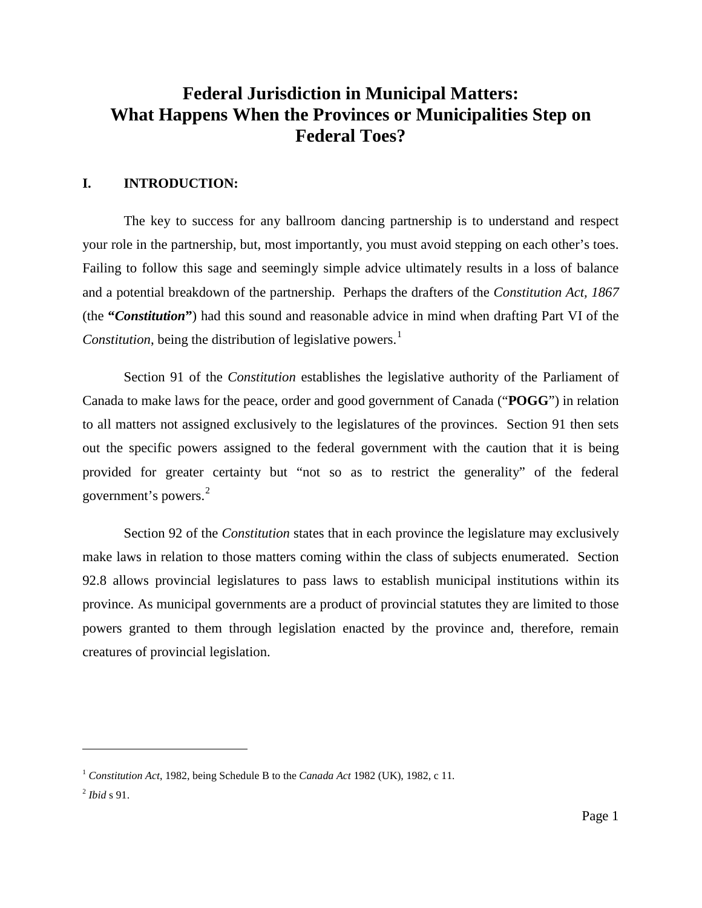# Federal Jurisdiction in Municipal Matters: What Happens When the Provinces or Municipalities Step on Federal Toes?

## I. INTRODUCTION:

The key to success for any ballroom dancing partnership is to understand and respect your role in the partnership, but, most importantly, you must avoid stepping on each other's toes. Failing to follow this sage and seemingly simple advice ultimately results in a loss of balance and a potential breakdown of the partnership. Perhaps the drafters of the *Constitution Act, 1867* (the ***"Constitution"***) had this sound and reasonable advice in mind when drafting Part VI of the *Constitution*, being the distribution of legislative powers.[1]

Section 91 of the *Constitution* establishes the legislative authority of the Parliament of Canada to make laws for the peace, order and good government of Canada ("**POGG**") in relation to all matters not assigned exclusively to the legislatures of the provinces. Section 91 then sets out the specific powers assigned to the federal government with the caution that it is being provided for greater certainty but "not so as to restrict the generality" of the federal government's powers.[2]

Section 92 of the *Constitution* states that in each province the legislature may exclusively make laws in relation to those matters coming within the class of subjects enumerated. Section 92.8 allows provincial legislatures to pass laws to establish municipal institutions within its province. As municipal governments are a product of provincial statutes they are limited to those powers granted to them through legislation enacted by the province and, therefore, remain creatures of provincial legislation.

---

[1] *Constitution Act*, 1982, being Schedule B to the *Canada Act* 1982 (UK), 1982, c 11.

[2] *Ibid* s 91.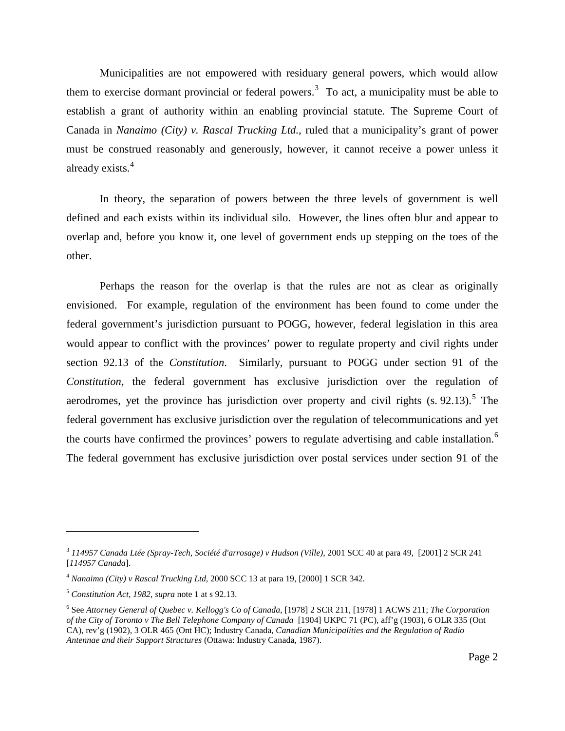Municipalities are not empowered with residuary general powers, which would allow them to exercise dormant provincial or federal powers.[3] To act, a municipality must be able to establish a grant of authority within an enabling provincial statute. The Supreme Court of Canada in *Nanaimo (City) v. Rascal Trucking Ltd.*, ruled that a municipality's grant of power must be construed reasonably and generously, however, it cannot receive a power unless it already exists.[4]

In theory, the separation of powers between the three levels of government is well defined and each exists within its individual silo. However, the lines often blur and appear to overlap and, before you know it, one level of government ends up stepping on the toes of the other.

Perhaps the reason for the overlap is that the rules are not as clear as originally envisioned. For example, regulation of the environment has been found to come under the federal government's jurisdiction pursuant to POGG, however, federal legislation in this area would appear to conflict with the provinces' power to regulate property and civil rights under section 92.13 of the *Constitution*. Similarly, pursuant to POGG under section 91 of the *Constitution*, the federal government has exclusive jurisdiction over the regulation of aerodromes, yet the province has jurisdiction over property and civil rights (s. 92.13).[5] The federal government has exclusive jurisdiction over the regulation of telecommunications and yet the courts have confirmed the provinces' powers to regulate advertising and cable installation.[6] The federal government has exclusive jurisdiction over postal services under section 91 of the

---

[3] *114957 Canada Ltée (Spray-Tech, Société d'arrosage) v Hudson (Ville)*, 2001 SCC 40 at para 49, [2001] 2 SCR 241 [*114957 Canada*].

[4] *Nanaimo (City) v Rascal Trucking Ltd*, 2000 SCC 13 at para 19, [2000] 1 SCR 342.

[5] *Constitution Act, 1982, supra* note 1 at s 92.13.

[6] See *Attorney General of Quebec v. Kellogg's Co of Canada*, [1978] 2 SCR 211, [1978] 1 ACWS 211; *The Corporation of the City of Toronto v The Bell Telephone Company of Canada* [1904] UKPC 71 (PC), aff'g (1903), 6 OLR 335 (Ont CA), rev'g (1902), 3 OLR 465 (Ont HC); Industry Canada, *Canadian Municipalities and the Regulation of Radio Antennae and their Support Structures* (Ottawa: Industry Canada, 1987).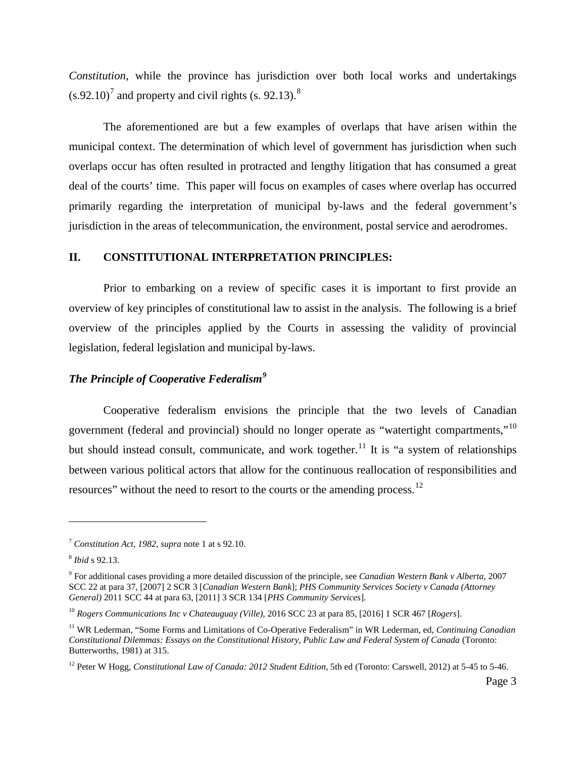*Constitution*, while the province has jurisdiction over both local works and undertakings (s.92.10)[7] and property and civil rights (s. 92.13).[8]

The aforementioned are but a few examples of overlaps that have arisen within the municipal context. The determination of which level of government has jurisdiction when such overlaps occur has often resulted in protracted and lengthy litigation that has consumed a great deal of the courts' time. This paper will focus on examples of cases where overlap has occurred primarily regarding the interpretation of municipal by-laws and the federal government's jurisdiction in the areas of telecommunication, the environment, postal service and aerodromes.

## II. CONSTITUTIONAL INTERPRETATION PRINCIPLES:

Prior to embarking on a review of specific cases it is important to first provide an overview of key principles of constitutional law to assist in the analysis. The following is a brief overview of the principles applied by the Courts in assessing the validity of provincial legislation, federal legislation and municipal by-laws.

### ***The Principle of Cooperative Federalism***[9]

Cooperative federalism envisions the principle that the two levels of Canadian government (federal and provincial) should no longer operate as "watertight compartments,"[10] but should instead consult, communicate, and work together.[11] It is "a system of relationships between various political actors that allow for the continuous reallocation of responsibilities and resources" without the need to resort to the courts or the amending process.[12]

---

[7] *Constitution Act, 1982*, *supra* note 1 at s 92.10.

[8] *Ibid* s 92.13.

[9] For additional cases providing a more detailed discussion of the principle, see *Canadian Western Bank v Alberta*, 2007 SCC 22 at para 37, [2007] 2 SCR 3 [*Canadian Western Bank*]; *PHS Community Services Society v Canada (Attorney General)* 2011 SCC 44 at para 63, [2011] 3 SCR 134 [*PHS Community Services*].

[10] *Rogers Communications Inc v Chateauguay (Ville)*, 2016 SCC 23 at para 85, [2016] 1 SCR 467 [*Rogers*].

[11] WR Lederman, "Some Forms and Limitations of Co-Operative Federalism" in WR Lederman, ed, *Continuing Canadian Constitutional Dilemmas: Essays on the Constitutional History, Public Law and Federal System of Canada* (Toronto: Butterworths, 1981) at 315.

[12] Peter W Hogg, *Constitutional Law of Canada: 2012 Student Edition*, 5th ed (Toronto: Carswell, 2012) at 5-45 to 5-46.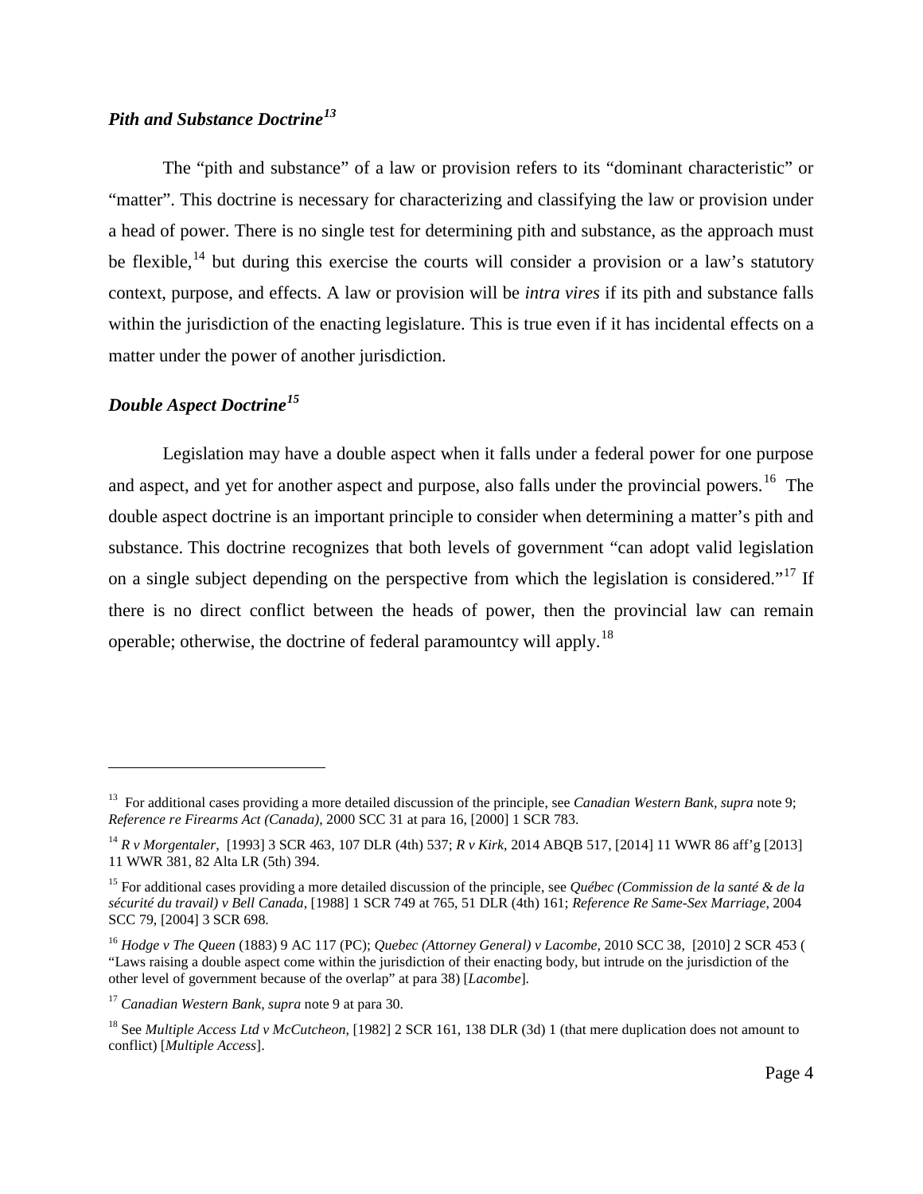### *Pith and Substance Doctrine*[13]

The "pith and substance" of a law or provision refers to its "dominant characteristic" or "matter". This doctrine is necessary for characterizing and classifying the law or provision under a head of power. There is no single test for determining pith and substance, as the approach must be flexible,[14] but during this exercise the courts will consider a provision or a law's statutory context, purpose, and effects. A law or provision will be *intra vires* if its pith and substance falls within the jurisdiction of the enacting legislature. This is true even if it has incidental effects on a matter under the power of another jurisdiction.

### *Double Aspect Doctrine*[15]

Legislation may have a double aspect when it falls under a federal power for one purpose and aspect, and yet for another aspect and purpose, also falls under the provincial powers.[16] The double aspect doctrine is an important principle to consider when determining a matter's pith and substance. This doctrine recognizes that both levels of government "can adopt valid legislation on a single subject depending on the perspective from which the legislation is considered."[17] If there is no direct conflict between the heads of power, then the provincial law can remain operable; otherwise, the doctrine of federal paramountcy will apply.[18]

---

[13] For additional cases providing a more detailed discussion of the principle, see *Canadian Western Bank*, *supra* note 9; *Reference re Firearms Act (Canada)*, 2000 SCC 31 at para 16, [2000] 1 SCR 783.

[14] *R v Morgentaler*, [1993] 3 SCR 463, 107 DLR (4th) 537; *R v Kirk*, 2014 ABQB 517, [2014] 11 WWR 86 aff'g [2013] 11 WWR 381, 82 Alta LR (5th) 394.

[15] For additional cases providing a more detailed discussion of the principle, see *Québec (Commission de la santé & de la sécurité du travail) v Bell Canada*, [1988] 1 SCR 749 at 765, 51 DLR (4th) 161; *Reference Re Same-Sex Marriage*, 2004 SCC 79, [2004] 3 SCR 698.

[16] *Hodge v The Queen* (1883) 9 AC 117 (PC); *Quebec (Attorney General) v Lacombe*, 2010 SCC 38, [2010] 2 SCR 453 ( "Laws raising a double aspect come within the jurisdiction of their enacting body, but intrude on the jurisdiction of the other level of government because of the overlap" at para 38) [*Lacombe*].

[17] *Canadian Western Bank*, *supra* note 9 at para 30.

[18] See *Multiple Access Ltd v McCutcheon*, [1982] 2 SCR 161, 138 DLR (3d) 1 (that mere duplication does not amount to conflict) [*Multiple Access*].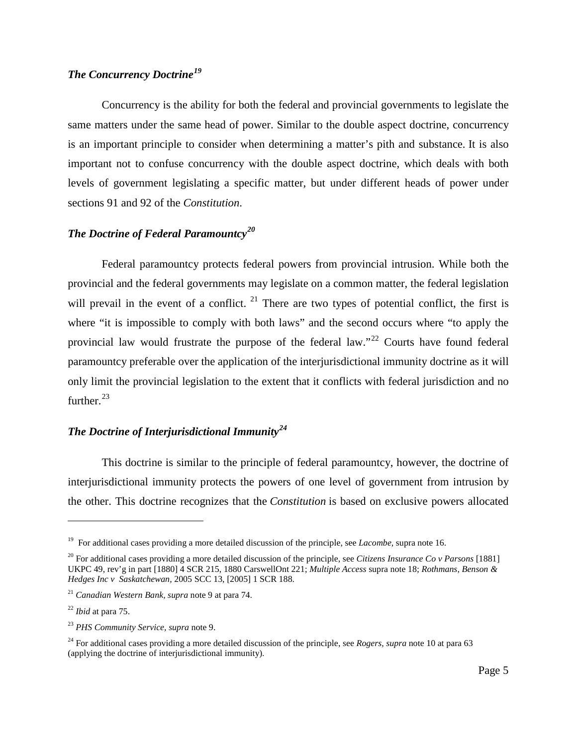### *The Concurrency Doctrine*[19]

Concurrency is the ability for both the federal and provincial governments to legislate the same matters under the same head of power. Similar to the double aspect doctrine, concurrency is an important principle to consider when determining a matter's pith and substance. It is also important not to confuse concurrency with the double aspect doctrine, which deals with both levels of government legislating a specific matter, but under different heads of power under sections 91 and 92 of the *Constitution*.

### *The Doctrine of Federal Paramountcy*[20]

Federal paramountcy protects federal powers from provincial intrusion. While both the provincial and the federal governments may legislate on a common matter, the federal legislation will prevail in the event of a conflict.[21] There are two types of potential conflict, the first is where "it is impossible to comply with both laws" and the second occurs where "to apply the provincial law would frustrate the purpose of the federal law."[22] Courts have found federal paramountcy preferable over the application of the interjurisdictional immunity doctrine as it will only limit the provincial legislation to the extent that it conflicts with federal jurisdiction and no further.[23]

### *The Doctrine of Interjurisdictional Immunity*[24]

This doctrine is similar to the principle of federal paramountcy, however, the doctrine of interjurisdictional immunity protects the powers of one level of government from intrusion by the other. This doctrine recognizes that the *Constitution* is based on exclusive powers allocated

---

[19] For additional cases providing a more detailed discussion of the principle, see *Lacombe*, supra note 16.

[20] For additional cases providing a more detailed discussion of the principle, see *Citizens Insurance Co v Parsons* [1881] UKPC 49, rev'g in part [1880] 4 SCR 215, 1880 CarswellOnt 221; *Multiple Access* supra note 18; *Rothmans, Benson & Hedges Inc v Saskatchewan*, 2005 SCC 13, [2005] 1 SCR 188.

[21] *Canadian Western Bank*, *supra* note 9 at para 74.

[22] *Ibid* at para 75.

[23] *PHS Community Service*, *supra* note 9.

[24] For additional cases providing a more detailed discussion of the principle, see *Rogers*, *supra* note 10 at para 63 (applying the doctrine of interjurisdictional immunity).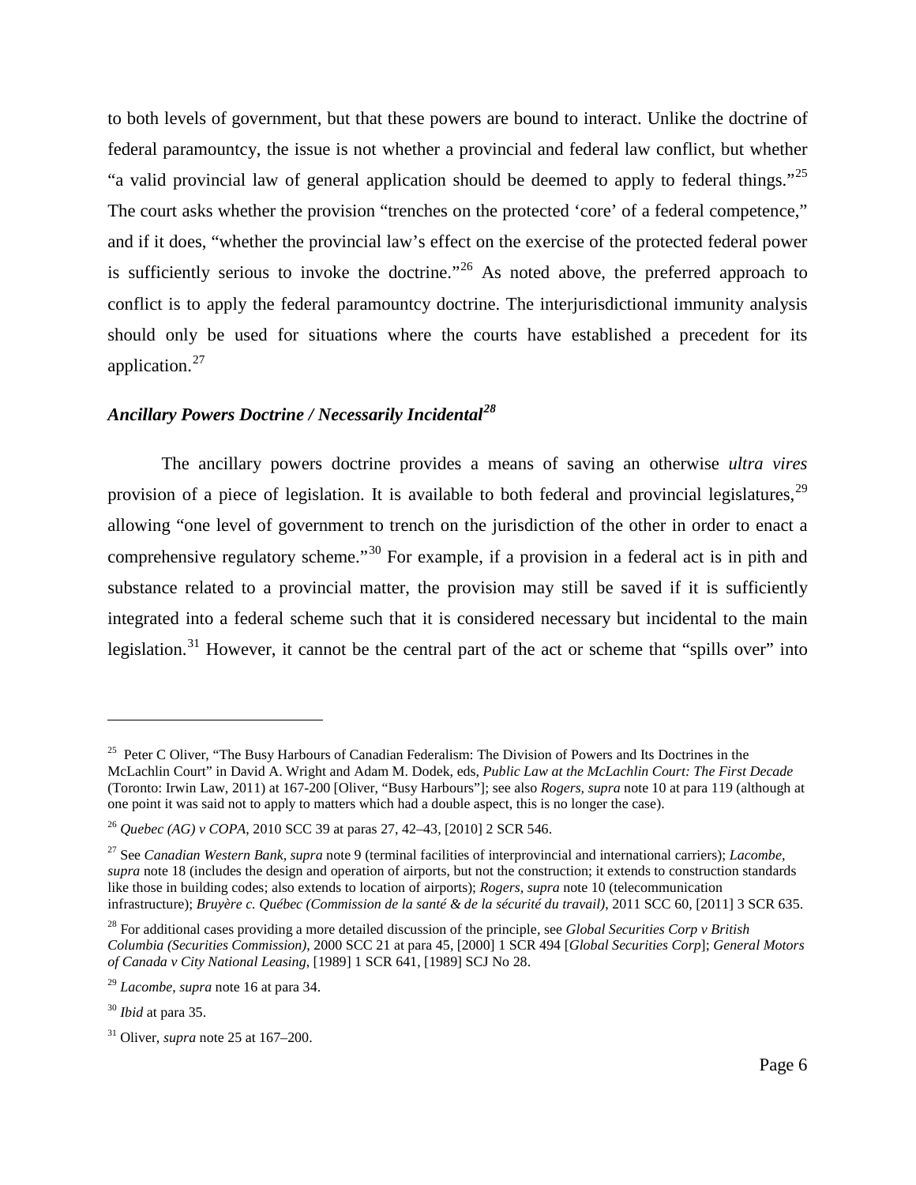to both levels of government, but that these powers are bound to interact. Unlike the doctrine of federal paramountcy, the issue is not whether a provincial and federal law conflict, but whether "a valid provincial law of general application should be deemed to apply to federal things."[25] The court asks whether the provision "trenches on the protected 'core' of a federal competence," and if it does, "whether the provincial law's effect on the exercise of the protected federal power is sufficiently serious to invoke the doctrine."[26] As noted above, the preferred approach to conflict is to apply the federal paramountcy doctrine. The interjurisdictional immunity analysis should only be used for situations where the courts have established a precedent for its application.[27]

### *Ancillary Powers Doctrine / Necessarily Incidental*[28]

The ancillary powers doctrine provides a means of saving an otherwise *ultra vires* provision of a piece of legislation. It is available to both federal and provincial legislatures,[29] allowing "one level of government to trench on the jurisdiction of the other in order to enact a comprehensive regulatory scheme."[30] For example, if a provision in a federal act is in pith and substance related to a provincial matter, the provision may still be saved if it is sufficiently integrated into a federal scheme such that it is considered necessary but incidental to the main legislation.[31] However, it cannot be the central part of the act or scheme that "spills over" into

---

[25] Peter C Oliver, "The Busy Harbours of Canadian Federalism: The Division of Powers and Its Doctrines in the McLachlin Court" in David A. Wright and Adam M. Dodek, eds, *Public Law at the McLachlin Court: The First Decade* (Toronto: Irwin Law, 2011) at 167-200 [Oliver, "Busy Harbours"]; see also *Rogers, supra* note 10 at para 119 (although at one point it was said not to apply to matters which had a double aspect, this is no longer the case).

[26] *Quebec (AG) v COPA*, 2010 SCC 39 at paras 27, 42–43, [2010] 2 SCR 546.

[27] See *Canadian Western Bank, supra* note 9 (terminal facilities of interprovincial and international carriers); *Lacombe, supra* note 18 (includes the design and operation of airports, but not the construction; it extends to construction standards like those in building codes; also extends to location of airports); *Rogers, supra* note 10 (telecommunication infrastructure); *Bruyère c. Québec (Commission de la santé & de la sécurité du travail)*, 2011 SCC 60, [2011] 3 SCR 635.

[28] For additional cases providing a more detailed discussion of the principle, see *Global Securities Corp v British Columbia (Securities Commission)*, 2000 SCC 21 at para 45, [2000] 1 SCR 494 [*Global Securities Corp*]; *General Motors of Canada v City National Leasing*, [1989] 1 SCR 641, [1989] SCJ No 28.

[29] *Lacombe*, *supra* note 16 at para 34.

[30] *Ibid* at para 35.

[31] Oliver, *supra* note 25 at 167–200.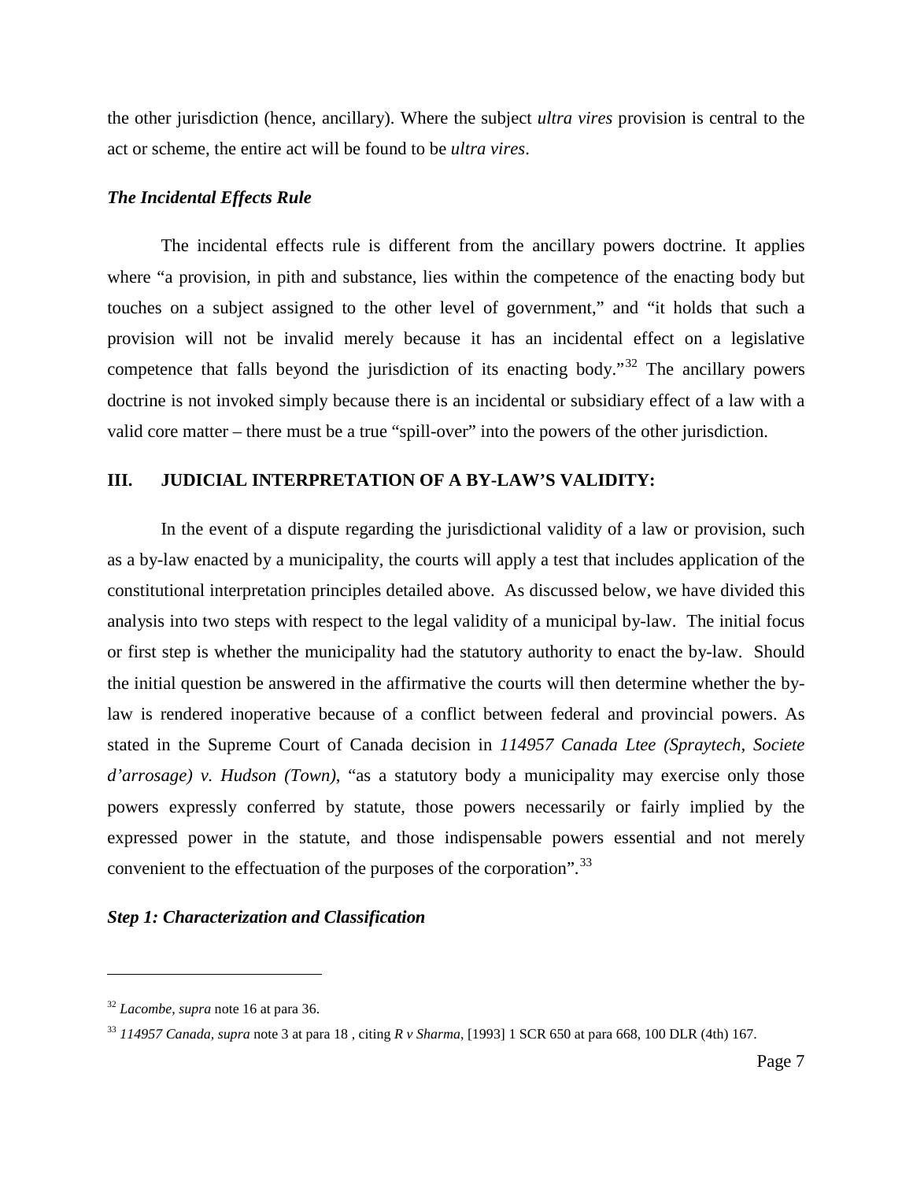the other jurisdiction (hence, ancillary). Where the subject *ultra vires* provision is central to the act or scheme, the entire act will be found to be *ultra vires*.

### *The Incidental Effects Rule*

The incidental effects rule is different from the ancillary powers doctrine. It applies where "a provision, in pith and substance, lies within the competence of the enacting body but touches on a subject assigned to the other level of government," and "it holds that such a provision will not be invalid merely because it has an incidental effect on a legislative competence that falls beyond the jurisdiction of its enacting body."[32] The ancillary powers doctrine is not invoked simply because there is an incidental or subsidiary effect of a law with a valid core matter – there must be a true "spill-over" into the powers of the other jurisdiction.

## III. JUDICIAL INTERPRETATION OF A BY-LAW'S VALIDITY:

In the event of a dispute regarding the jurisdictional validity of a law or provision, such as a by-law enacted by a municipality, the courts will apply a test that includes application of the constitutional interpretation principles detailed above. As discussed below, we have divided this analysis into two steps with respect to the legal validity of a municipal by-law. The initial focus or first step is whether the municipality had the statutory authority to enact the by-law. Should the initial question be answered in the affirmative the courts will then determine whether the by-law is rendered inoperative because of a conflict between federal and provincial powers. As stated in the Supreme Court of Canada decision in *114957 Canada Ltee (Spraytech, Societe d'arrosage) v. Hudson (Town)*, "as a statutory body a municipality may exercise only those powers expressly conferred by statute, those powers necessarily or fairly implied by the expressed power in the statute, and those indispensable powers essential and not merely convenient to the effectuation of the purposes of the corporation".[33]

### *Step 1: Characterization and Classification*

---

[32] *Lacombe*, *supra* note 16 at para 36.

[33] *114957 Canada, supra* note 3 at para 18 , citing *R v Sharma*, [1993] 1 SCR 650 at para 668, 100 DLR (4th) 167.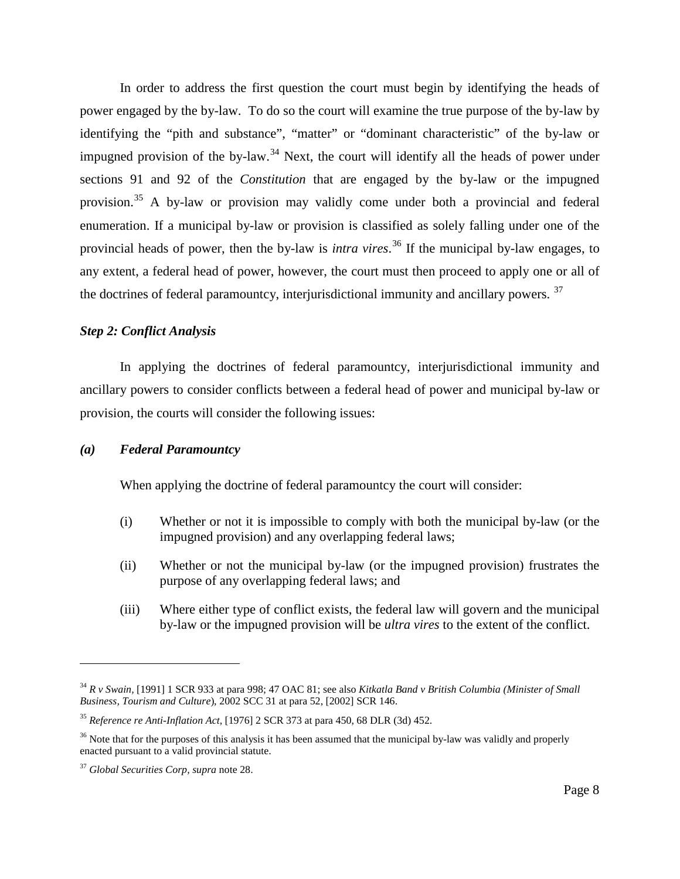In order to address the first question the court must begin by identifying the heads of power engaged by the by-law. To do so the court will examine the true purpose of the by-law by identifying the "pith and substance", "matter" or "dominant characteristic" of the by-law or impugned provision of the by-law.[34] Next, the court will identify all the heads of power under sections 91 and 92 of the *Constitution* that are engaged by the by-law or the impugned provision.[35] A by-law or provision may validly come under both a provincial and federal enumeration. If a municipal by-law or provision is classified as solely falling under one of the provincial heads of power, then the by-law is *intra vires*.[36] If the municipal by-law engages, to any extent, a federal head of power, however, the court must then proceed to apply one or all of the doctrines of federal paramountcy, interjurisdictional immunity and ancillary powers.[37]

### *Step 2: Conflict Analysis*

In applying the doctrines of federal paramountcy, interjurisdictional immunity and ancillary powers to consider conflicts between a federal head of power and municipal by-law or provision, the courts will consider the following issues:

#### *(a) Federal Paramountcy*

When applying the doctrine of federal paramountcy the court will consider:

(i) Whether or not it is impossible to comply with both the municipal by-law (or the impugned provision) and any overlapping federal laws;

(ii) Whether or not the municipal by-law (or the impugned provision) frustrates the purpose of any overlapping federal laws; and

(iii) Where either type of conflict exists, the federal law will govern and the municipal by-law or the impugned provision will be *ultra vires* to the extent of the conflict.

---

[34] *R v Swain*, [1991] 1 SCR 933 at para 998; 47 OAC 81; see also *Kitkatla Band v British Columbia (Minister of Small Business, Tourism and Culture*), 2002 SCC 31 at para 52, [2002] SCR 146.

[35] *Reference re Anti-Inflation Act*, [1976] 2 SCR 373 at para 450, 68 DLR (3d) 452.

[36] Note that for the purposes of this analysis it has been assumed that the municipal by-law was validly and properly enacted pursuant to a valid provincial statute.

[37] *Global Securities Corp*, *supra* note 28.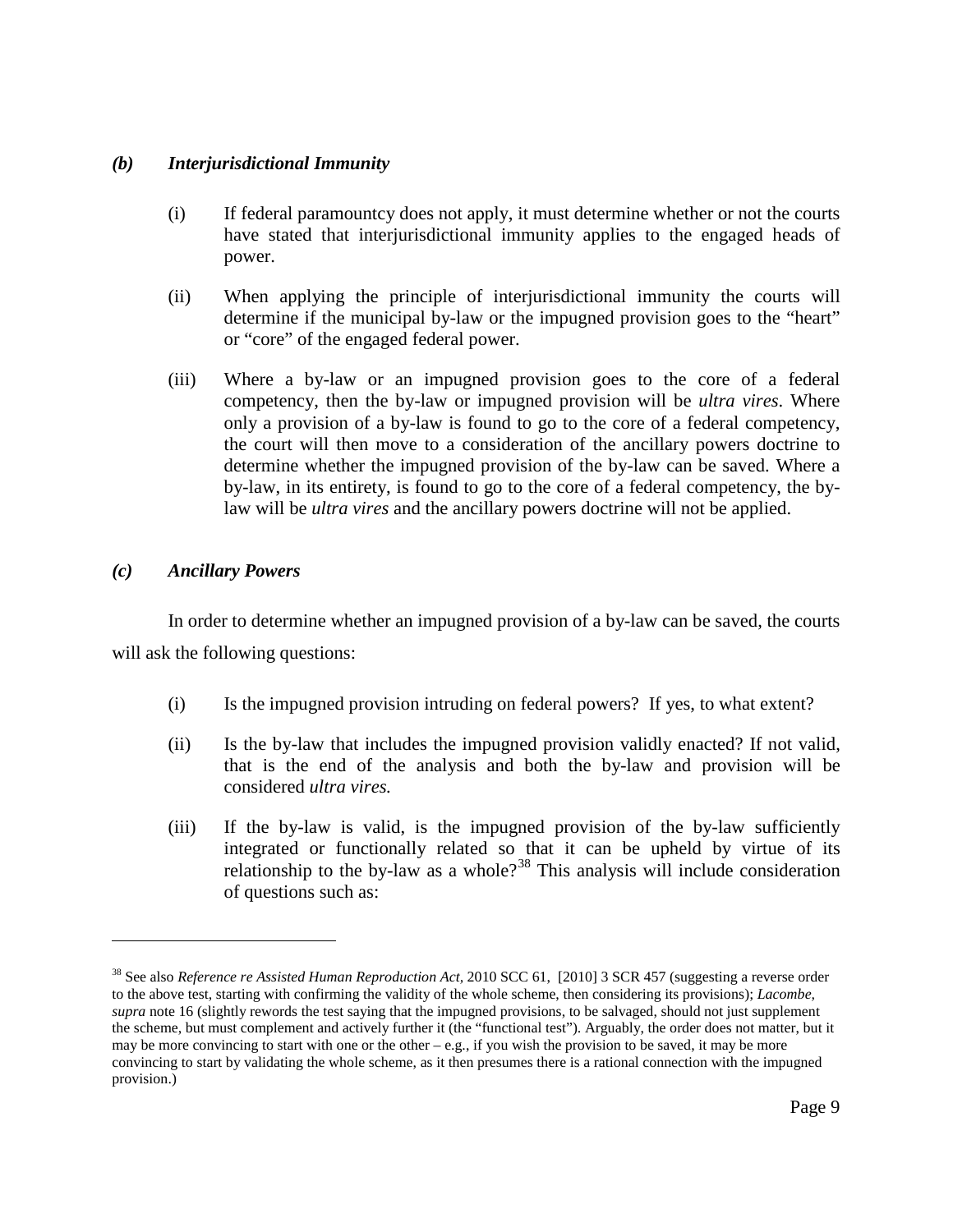### *(b) Interjurisdictional Immunity*

(i) If federal paramountcy does not apply, it must determine whether or not the courts have stated that interjurisdictional immunity applies to the engaged heads of power.

(ii) When applying the principle of interjurisdictional immunity the courts will determine if the municipal by-law or the impugned provision goes to the "heart" or "core" of the engaged federal power.

(iii) Where a by-law or an impugned provision goes to the core of a federal competency, then the by-law or impugned provision will be *ultra vires*. Where only a provision of a by-law is found to go to the core of a federal competency, the court will then move to a consideration of the ancillary powers doctrine to determine whether the impugned provision of the by-law can be saved. Where a by-law, in its entirety, is found to go to the core of a federal competency, the by-law will be *ultra vires* and the ancillary powers doctrine will not be applied.

### *(c) Ancillary Powers*

In order to determine whether an impugned provision of a by-law can be saved, the courts will ask the following questions:

(i) Is the impugned provision intruding on federal powers? If yes, to what extent?

(ii) Is the by-law that includes the impugned provision validly enacted? If not valid, that is the end of the analysis and both the by-law and provision will be considered *ultra vires.*

(iii) If the by-law is valid, is the impugned provision of the by-law sufficiently integrated or functionally related so that it can be upheld by virtue of its relationship to the by-law as a whole?[38] This analysis will include consideration of questions such as:

---

[38] See also *Reference re Assisted Human Reproduction Act*, 2010 SCC 61, [2010] 3 SCR 457 (suggesting a reverse order to the above test, starting with confirming the validity of the whole scheme, then considering its provisions); *Lacombe, supra* note 16 (slightly rewords the test saying that the impugned provisions, to be salvaged, should not just supplement the scheme, but must complement and actively further it (the "functional test"). Arguably, the order does not matter, but it may be more convincing to start with one or the other – e.g., if you wish the provision to be saved, it may be more convincing to start by validating the whole scheme, as it then presumes there is a rational connection with the impugned provision.)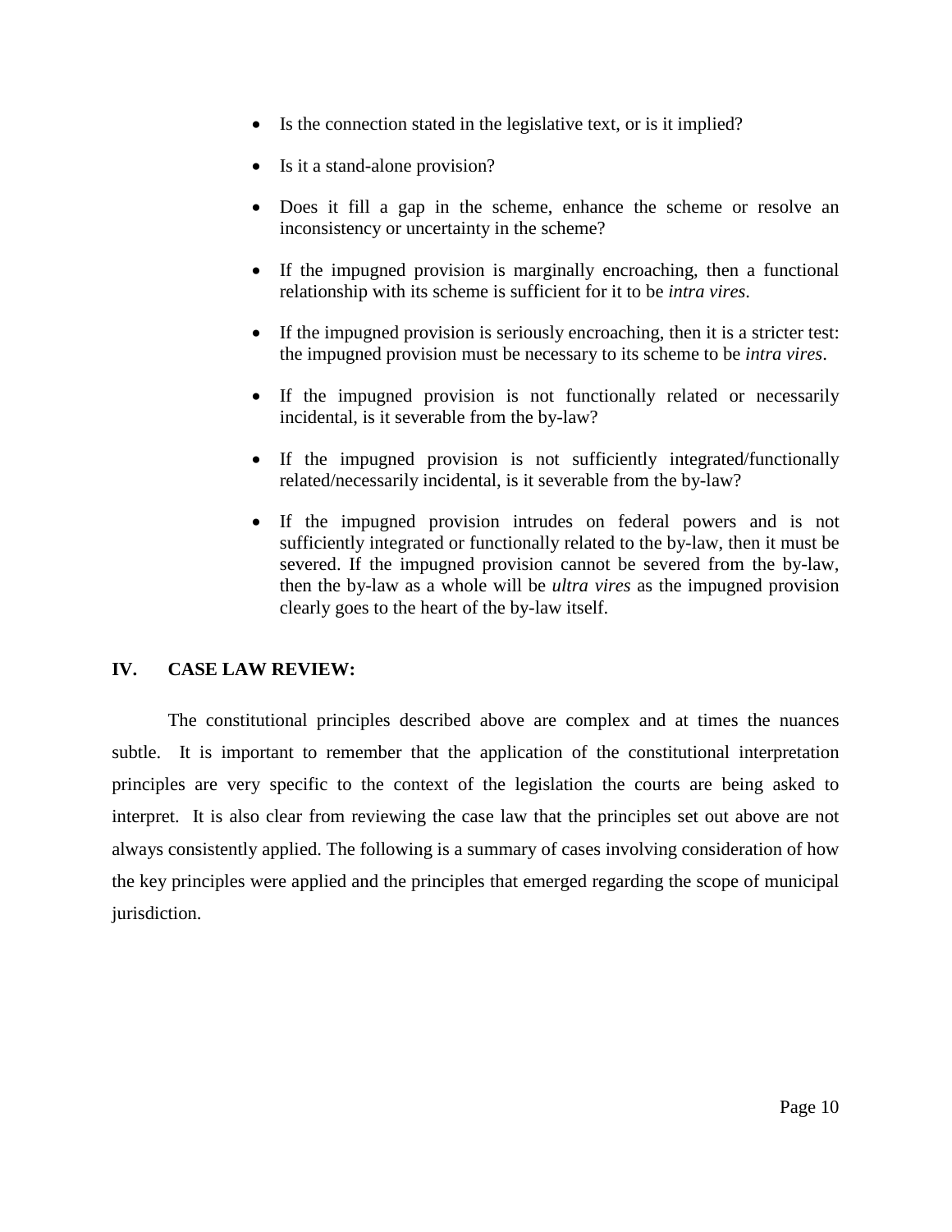- Is the connection stated in the legislative text, or is it implied?
- Is it a stand-alone provision?
- Does it fill a gap in the scheme, enhance the scheme or resolve an inconsistency or uncertainty in the scheme?
- If the impugned provision is marginally encroaching, then a functional relationship with its scheme is sufficient for it to be *intra vires*.
- If the impugned provision is seriously encroaching, then it is a stricter test: the impugned provision must be necessary to its scheme to be *intra vires*.
- If the impugned provision is not functionally related or necessarily incidental, is it severable from the by-law?
- If the impugned provision is not sufficiently integrated/functionally related/necessarily incidental, is it severable from the by-law?
- If the impugned provision intrudes on federal powers and is not sufficiently integrated or functionally related to the by-law, then it must be severed. If the impugned provision cannot be severed from the by-law, then the by-law as a whole will be *ultra vires* as the impugned provision clearly goes to the heart of the by-law itself.

## IV. CASE LAW REVIEW:

The constitutional principles described above are complex and at times the nuances subtle. It is important to remember that the application of the constitutional interpretation principles are very specific to the context of the legislation the courts are being asked to interpret. It is also clear from reviewing the case law that the principles set out above are not always consistently applied. The following is a summary of cases involving consideration of how the key principles were applied and the principles that emerged regarding the scope of municipal jurisdiction.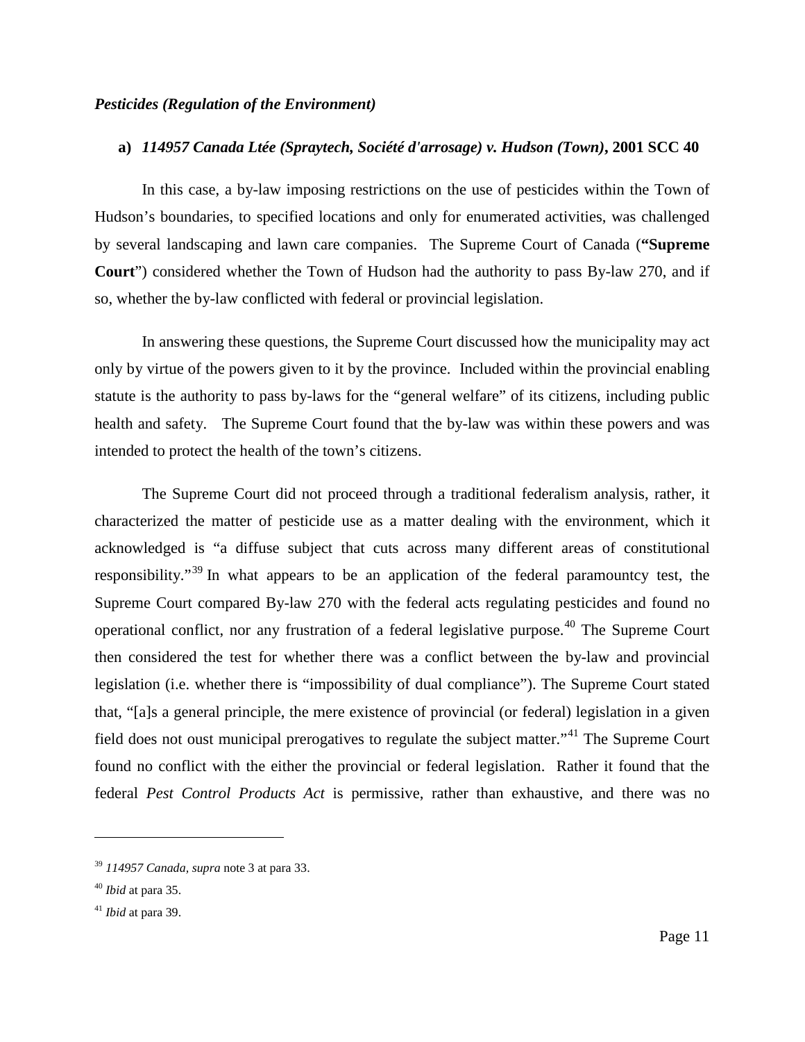***Pesticides (Regulation of the Environment)***

**a) *114957 Canada Ltée (Spraytech, Société d'arrosage) v. Hudson (Town)*, 2001 SCC 40**

In this case, a by-law imposing restrictions on the use of pesticides within the Town of Hudson's boundaries, to specified locations and only for enumerated activities, was challenged by several landscaping and lawn care companies. The Supreme Court of Canada (**"Supreme Court**") considered whether the Town of Hudson had the authority to pass By-law 270, and if so, whether the by-law conflicted with federal or provincial legislation.

In answering these questions, the Supreme Court discussed how the municipality may act only by virtue of the powers given to it by the province. Included within the provincial enabling statute is the authority to pass by-laws for the "general welfare" of its citizens, including public health and safety. The Supreme Court found that the by-law was within these powers and was intended to protect the health of the town's citizens.

The Supreme Court did not proceed through a traditional federalism analysis, rather, it characterized the matter of pesticide use as a matter dealing with the environment, which it acknowledged is "a diffuse subject that cuts across many different areas of constitutional responsibility."[39] In what appears to be an application of the federal paramountcy test, the Supreme Court compared By-law 270 with the federal acts regulating pesticides and found no operational conflict, nor any frustration of a federal legislative purpose.[40] The Supreme Court then considered the test for whether there was a conflict between the by-law and provincial legislation (i.e. whether there is "impossibility of dual compliance"). The Supreme Court stated that, "[a]s a general principle, the mere existence of provincial (or federal) legislation in a given field does not oust municipal prerogatives to regulate the subject matter."[41] The Supreme Court found no conflict with the either the provincial or federal legislation. Rather it found that the federal *Pest Control Products Act* is permissive, rather than exhaustive, and there was no

---

[39] *114957 Canada, supra* note 3 at para 33.

[40] *Ibid* at para 35.

[41] *Ibid* at para 39.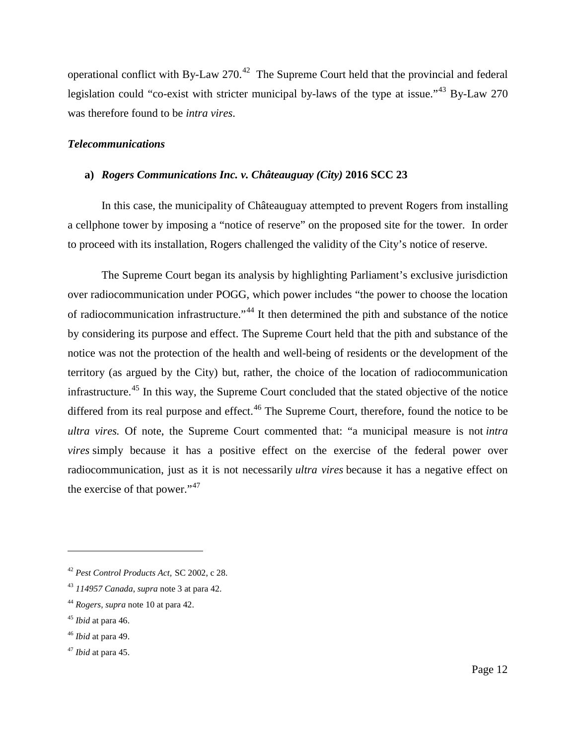operational conflict with By-Law 270.[42] The Supreme Court held that the provincial and federal legislation could "co-exist with stricter municipal by-laws of the type at issue."[43] By-Law 270 was therefore found to be *intra vires*.

### *Telecommunications*

#### a) *Rogers Communications Inc. v. Châteauguay (City)* 2016 SCC 23

In this case, the municipality of Châteauguay attempted to prevent Rogers from installing a cellphone tower by imposing a "notice of reserve" on the proposed site for the tower. In order to proceed with its installation, Rogers challenged the validity of the City's notice of reserve.

The Supreme Court began its analysis by highlighting Parliament's exclusive jurisdiction over radiocommunication under POGG, which power includes "the power to choose the location of radiocommunication infrastructure."[44] It then determined the pith and substance of the notice by considering its purpose and effect. The Supreme Court held that the pith and substance of the notice was not the protection of the health and well-being of residents or the development of the territory (as argued by the City) but, rather, the choice of the location of radiocommunication infrastructure.[45] In this way, the Supreme Court concluded that the stated objective of the notice differed from its real purpose and effect.[46] The Supreme Court, therefore, found the notice to be *ultra vires.* Of note, the Supreme Court commented that: "a municipal measure is not *intra vires* simply because it has a positive effect on the exercise of the federal power over radiocommunication, just as it is not necessarily *ultra vires* because it has a negative effect on the exercise of that power."[47]

---

[42] *Pest Control Products Act*, SC 2002, c 28.

[43] *114957 Canada*, *supra* note 3 at para 42.

[44] *Rogers*, *supra* note 10 at para 42.

[45] *Ibid* at para 46.

[46] *Ibid* at para 49.

[47] *Ibid* at para 45.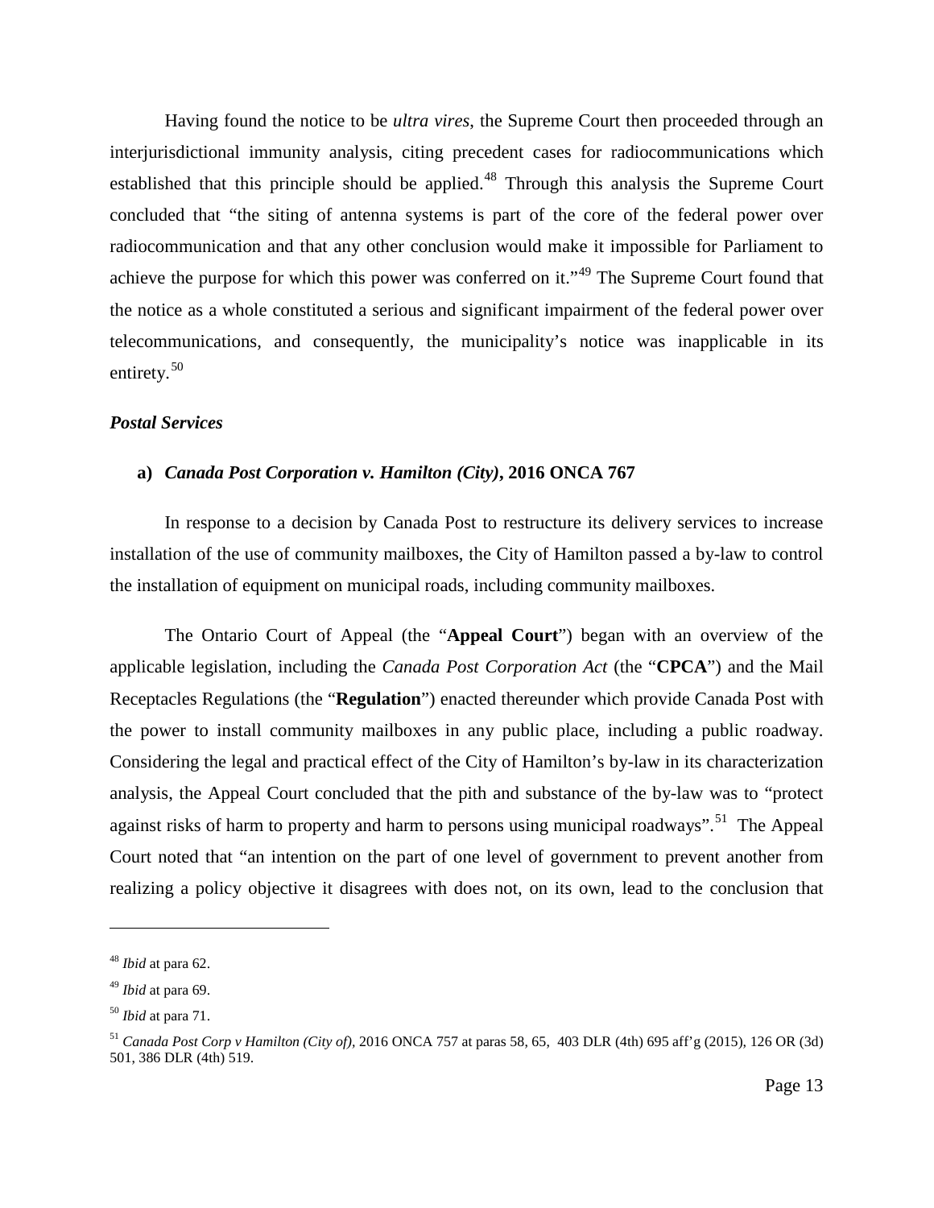Having found the notice to be *ultra vires*, the Supreme Court then proceeded through an interjurisdictional immunity analysis, citing precedent cases for radiocommunications which established that this principle should be applied.[48] Through this analysis the Supreme Court concluded that "the siting of antenna systems is part of the core of the federal power over radiocommunication and that any other conclusion would make it impossible for Parliament to achieve the purpose for which this power was conferred on it."[49] The Supreme Court found that the notice as a whole constituted a serious and significant impairment of the federal power over telecommunications, and consequently, the municipality's notice was inapplicable in its entirety.[50]

### *Postal Services*

**a)** ***Canada Post Corporation v. Hamilton (City)*, 2016 ONCA 767**

In response to a decision by Canada Post to restructure its delivery services to increase installation of the use of community mailboxes, the City of Hamilton passed a by-law to control the installation of equipment on municipal roads, including community mailboxes.

The Ontario Court of Appeal (the "**Appeal Court**") began with an overview of the applicable legislation, including the *Canada Post Corporation Act* (the "**CPCA**") and the Mail Receptacles Regulations (the "**Regulation**") enacted thereunder which provide Canada Post with the power to install community mailboxes in any public place, including a public roadway. Considering the legal and practical effect of the City of Hamilton's by-law in its characterization analysis, the Appeal Court concluded that the pith and substance of the by-law was to "protect against risks of harm to property and harm to persons using municipal roadways".[51] The Appeal Court noted that "an intention on the part of one level of government to prevent another from realizing a policy objective it disagrees with does not, on its own, lead to the conclusion that

---

[48] *Ibid* at para 62.

[49] *Ibid* at para 69.

[50] *Ibid* at para 71.

[51] *Canada Post Corp v Hamilton (City of)*, 2016 ONCA 757 at paras 58, 65, 403 DLR (4th) 695 aff'g (2015), 126 OR (3d) 501, 386 DLR (4th) 519.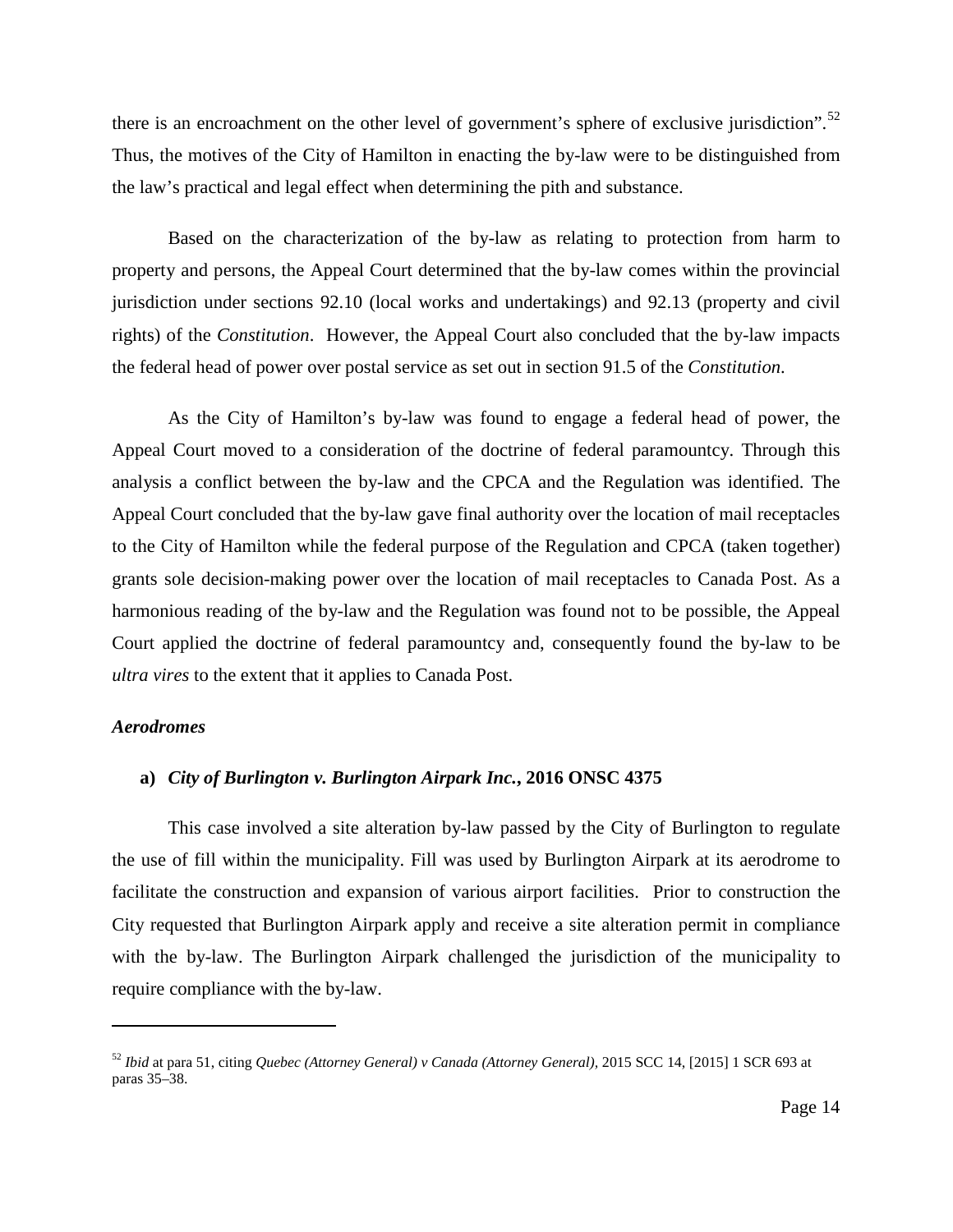there is an encroachment on the other level of government's sphere of exclusive jurisdiction".[52] Thus, the motives of the City of Hamilton in enacting the by-law were to be distinguished from the law's practical and legal effect when determining the pith and substance.

Based on the characterization of the by-law as relating to protection from harm to property and persons, the Appeal Court determined that the by-law comes within the provincial jurisdiction under sections 92.10 (local works and undertakings) and 92.13 (property and civil rights) of the *Constitution*. However, the Appeal Court also concluded that the by-law impacts the federal head of power over postal service as set out in section 91.5 of the *Constitution*.

As the City of Hamilton's by-law was found to engage a federal head of power, the Appeal Court moved to a consideration of the doctrine of federal paramountcy. Through this analysis a conflict between the by-law and the CPCA and the Regulation was identified. The Appeal Court concluded that the by-law gave final authority over the location of mail receptacles to the City of Hamilton while the federal purpose of the Regulation and CPCA (taken together) grants sole decision-making power over the location of mail receptacles to Canada Post. As a harmonious reading of the by-law and the Regulation was found not to be possible, the Appeal Court applied the doctrine of federal paramountcy and, consequently found the by-law to be *ultra vires* to the extent that it applies to Canada Post.

***Aerodromes***

**a) *City of Burlington v. Burlington Airpark Inc.*, 2016 ONSC 4375**

This case involved a site alteration by-law passed by the City of Burlington to regulate the use of fill within the municipality. Fill was used by Burlington Airpark at its aerodrome to facilitate the construction and expansion of various airport facilities. Prior to construction the City requested that Burlington Airpark apply and receive a site alteration permit in compliance with the by-law. The Burlington Airpark challenged the jurisdiction of the municipality to require compliance with the by-law.

---

[52] *Ibid* at para 51, citing *Quebec (Attorney General) v Canada (Attorney General)*, 2015 SCC 14, [2015] 1 SCR 693 at paras 35–38.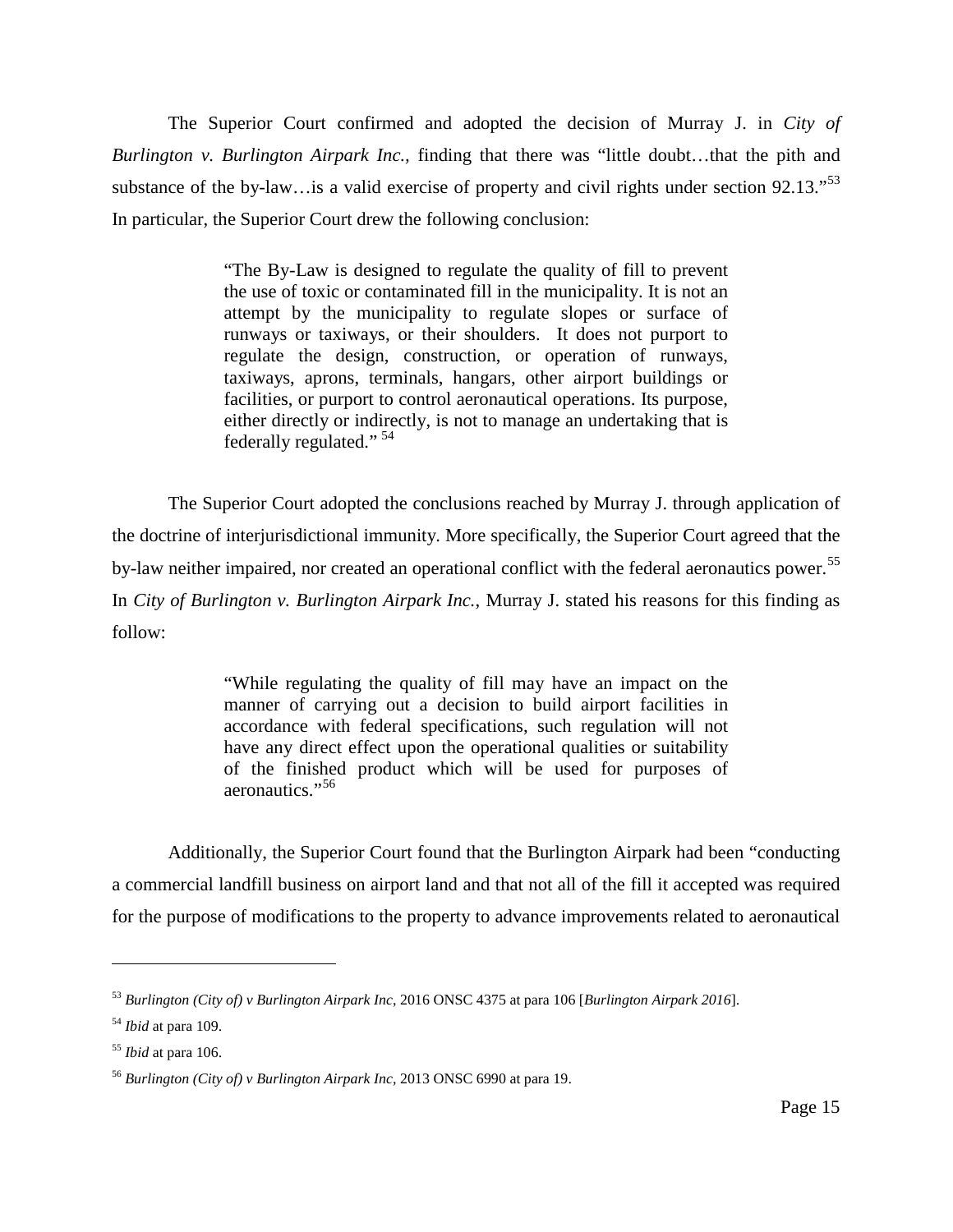The Superior Court confirmed and adopted the decision of Murray J. in *City of Burlington v. Burlington Airpark Inc.,* finding that there was "little doubt…that the pith and substance of the by-law…is a valid exercise of property and civil rights under section 92.13."[53] In particular, the Superior Court drew the following conclusion:

> "The By-Law is designed to regulate the quality of fill to prevent the use of toxic or contaminated fill in the municipality. It is not an attempt by the municipality to regulate slopes or surface of runways or taxiways, or their shoulders. It does not purport to regulate the design, construction, or operation of runways, taxiways, aprons, terminals, hangars, other airport buildings or facilities, or purport to control aeronautical operations. Its purpose, either directly or indirectly, is not to manage an undertaking that is federally regulated." [54]

The Superior Court adopted the conclusions reached by Murray J. through application of the doctrine of interjurisdictional immunity. More specifically, the Superior Court agreed that the by-law neither impaired, nor created an operational conflict with the federal aeronautics power.[55] In *City of Burlington v. Burlington Airpark Inc.*, Murray J. stated his reasons for this finding as follow:

> "While regulating the quality of fill may have an impact on the manner of carrying out a decision to build airport facilities in accordance with federal specifications, such regulation will not have any direct effect upon the operational qualities or suitability of the finished product which will be used for purposes of aeronautics."[56]

Additionally, the Superior Court found that the Burlington Airpark had been "conducting a commercial landfill business on airport land and that not all of the fill it accepted was required for the purpose of modifications to the property to advance improvements related to aeronautical

---

[53] *Burlington (City of) v Burlington Airpark Inc*, 2016 ONSC 4375 at para 106 [*Burlington Airpark 2016*].

[54] *Ibid* at para 109.

[55] *Ibid* at para 106.

[56] *Burlington (City of) v Burlington Airpark Inc*, 2013 ONSC 6990 at para 19.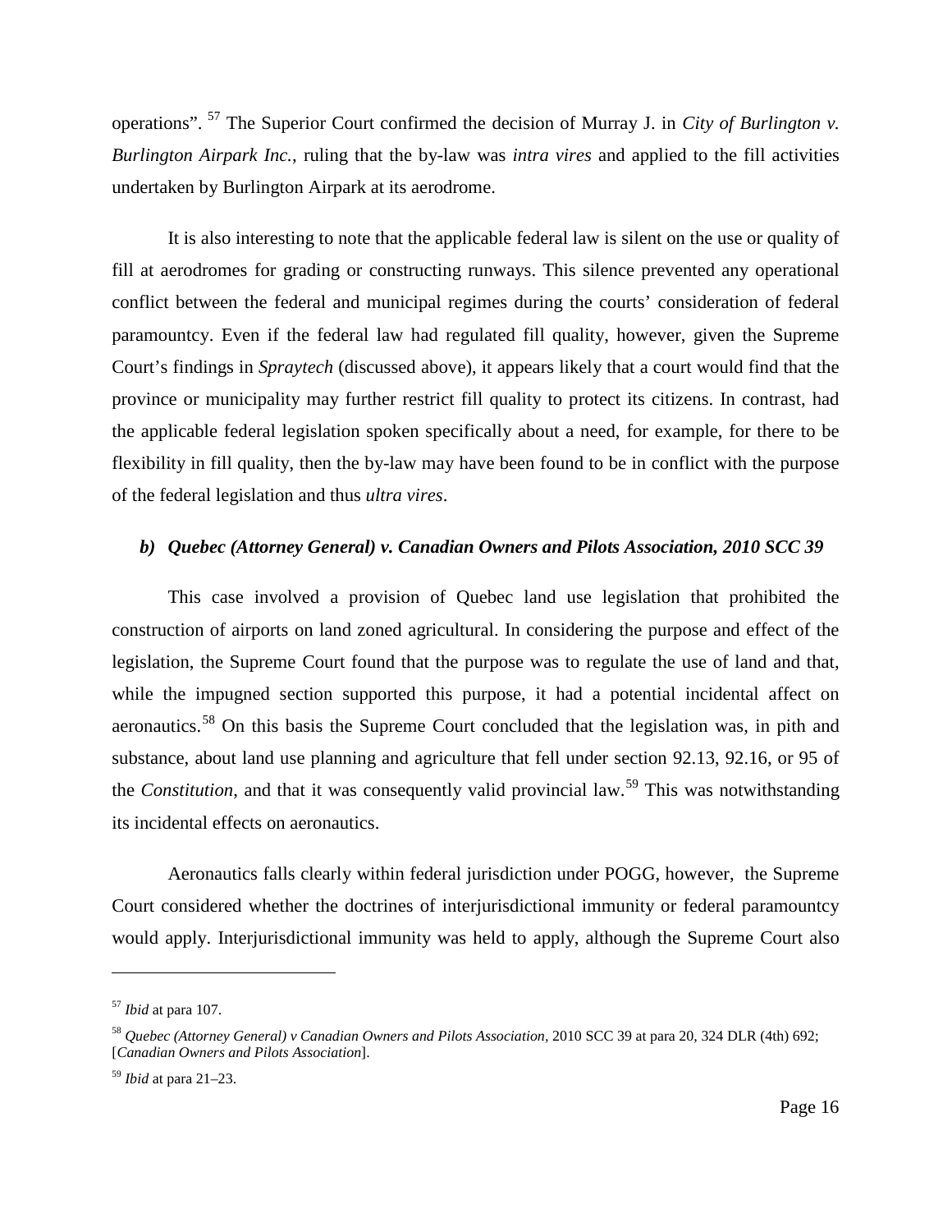operations".[57] The Superior Court confirmed the decision of Murray J. in *City of Burlington v. Burlington Airpark Inc.*, ruling that the by-law was *intra vires* and applied to the fill activities undertaken by Burlington Airpark at its aerodrome.

It is also interesting to note that the applicable federal law is silent on the use or quality of fill at aerodromes for grading or constructing runways. This silence prevented any operational conflict between the federal and municipal regimes during the courts' consideration of federal paramountcy. Even if the federal law had regulated fill quality, however, given the Supreme Court's findings in *Spraytech* (discussed above), it appears likely that a court would find that the province or municipality may further restrict fill quality to protect its citizens. In contrast, had the applicable federal legislation spoken specifically about a need, for example, for there to be flexibility in fill quality, then the by-law may have been found to be in conflict with the purpose of the federal legislation and thus *ultra vires*.

### *b) Quebec (Attorney General) v. Canadian Owners and Pilots Association, 2010 SCC 39*

This case involved a provision of Quebec land use legislation that prohibited the construction of airports on land zoned agricultural. In considering the purpose and effect of the legislation, the Supreme Court found that the purpose was to regulate the use of land and that, while the impugned section supported this purpose, it had a potential incidental affect on aeronautics.[58] On this basis the Supreme Court concluded that the legislation was, in pith and substance, about land use planning and agriculture that fell under section 92.13, 92.16, or 95 of the *Constitution*, and that it was consequently valid provincial law.[59] This was notwithstanding its incidental effects on aeronautics.

Aeronautics falls clearly within federal jurisdiction under POGG, however, the Supreme Court considered whether the doctrines of interjurisdictional immunity or federal paramountcy would apply. Interjurisdictional immunity was held to apply, although the Supreme Court also

---

[57] *Ibid* at para 107.

[58] *Quebec (Attorney General) v Canadian Owners and Pilots Association*, 2010 SCC 39 at para 20, 324 DLR (4th) 692; [*Canadian Owners and Pilots Association*].

[59] *Ibid* at para 21–23.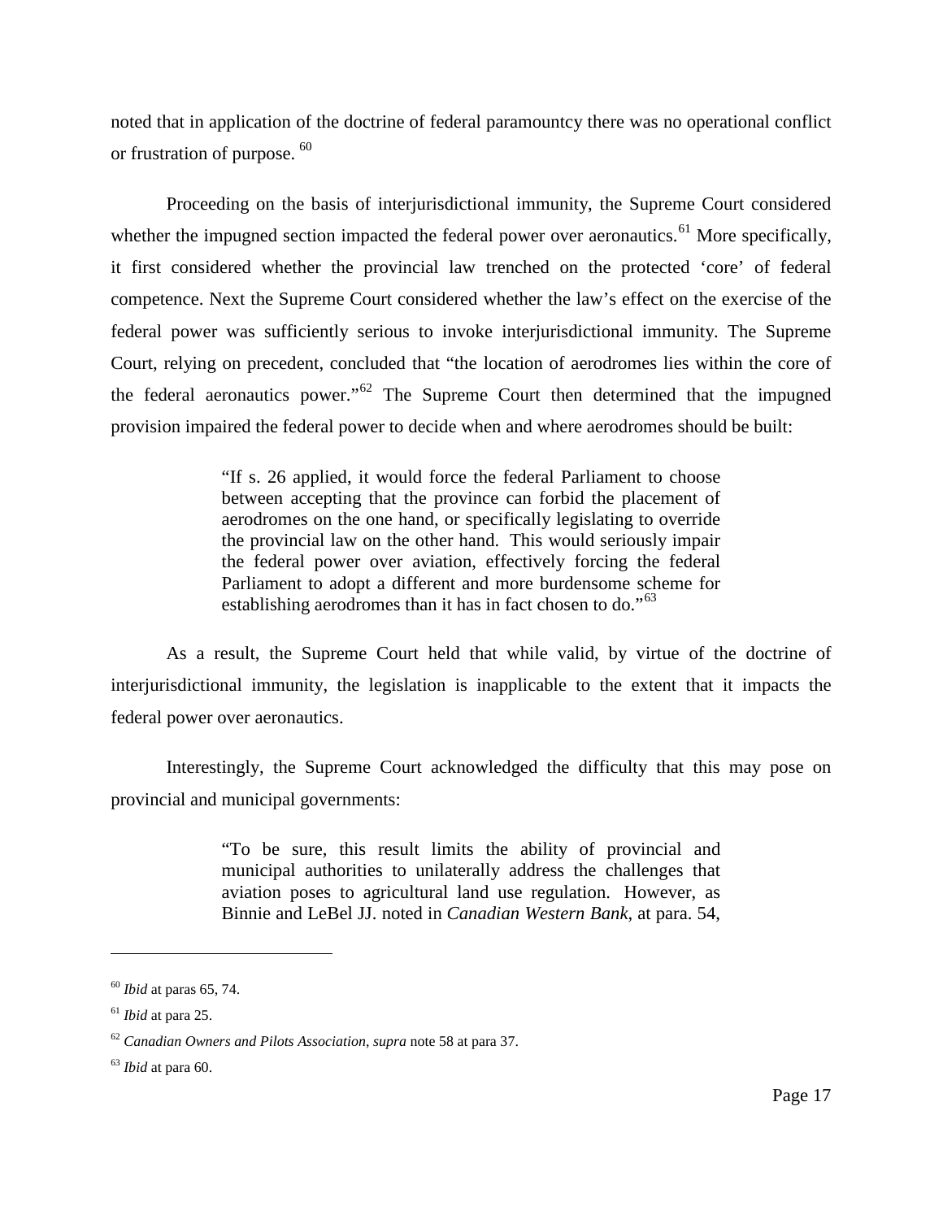noted that in application of the doctrine of federal paramountcy there was no operational conflict or frustration of purpose. [60]

Proceeding on the basis of interjurisdictional immunity, the Supreme Court considered whether the impugned section impacted the federal power over aeronautics.[61] More specifically, it first considered whether the provincial law trenched on the protected 'core' of federal competence. Next the Supreme Court considered whether the law's effect on the exercise of the federal power was sufficiently serious to invoke interjurisdictional immunity. The Supreme Court, relying on precedent, concluded that "the location of aerodromes lies within the core of the federal aeronautics power."[62] The Supreme Court then determined that the impugned provision impaired the federal power to decide when and where aerodromes should be built:

> "If s. 26 applied, it would force the federal Parliament to choose between accepting that the province can forbid the placement of aerodromes on the one hand, or specifically legislating to override the provincial law on the other hand. This would seriously impair the federal power over aviation, effectively forcing the federal Parliament to adopt a different and more burdensome scheme for establishing aerodromes than it has in fact chosen to do."[63]

As a result, the Supreme Court held that while valid, by virtue of the doctrine of interjurisdictional immunity, the legislation is inapplicable to the extent that it impacts the federal power over aeronautics.

Interestingly, the Supreme Court acknowledged the difficulty that this may pose on provincial and municipal governments:

> "To be sure, this result limits the ability of provincial and municipal authorities to unilaterally address the challenges that aviation poses to agricultural land use regulation. However, as Binnie and LeBel JJ. noted in *Canadian Western Bank*, at para. 54,

---

[60] *Ibid* at paras 65, 74.

[61] *Ibid* at para 25.

[62] *Canadian Owners and Pilots Association, supra* note 58 at para 37.

[63] *Ibid* at para 60.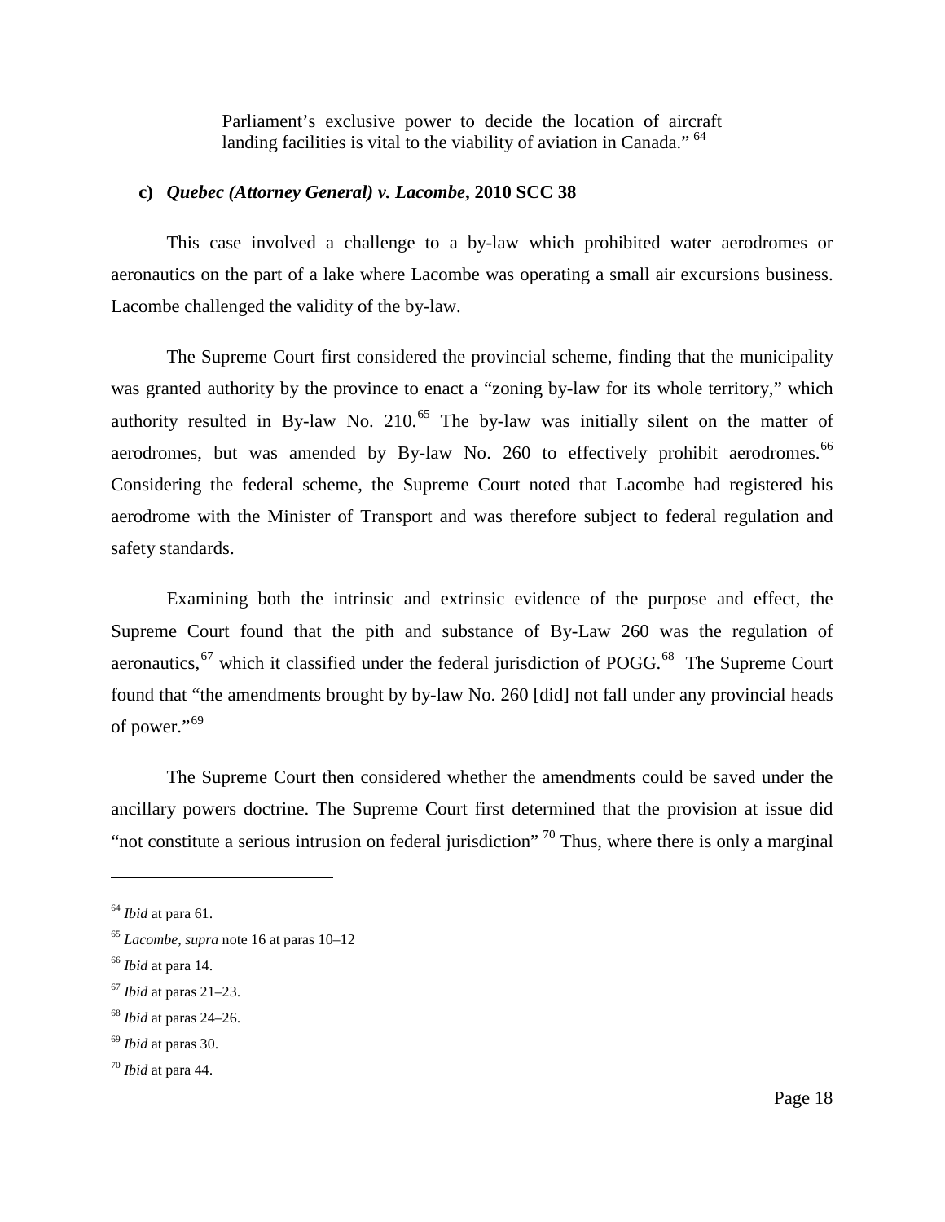> Parliament's exclusive power to decide the location of aircraft landing facilities is vital to the viability of aviation in Canada." [64]

**c) *Quebec (Attorney General) v. Lacombe*, 2010 SCC 38**

This case involved a challenge to a by-law which prohibited water aerodromes or aeronautics on the part of a lake where Lacombe was operating a small air excursions business. Lacombe challenged the validity of the by-law.

The Supreme Court first considered the provincial scheme, finding that the municipality was granted authority by the province to enact a "zoning by-law for its whole territory," which authority resulted in By-law No. 210.[65] The by-law was initially silent on the matter of aerodromes, but was amended by By-law No. 260 to effectively prohibit aerodromes.[66] Considering the federal scheme, the Supreme Court noted that Lacombe had registered his aerodrome with the Minister of Transport and was therefore subject to federal regulation and safety standards.

Examining both the intrinsic and extrinsic evidence of the purpose and effect, the Supreme Court found that the pith and substance of By-Law 260 was the regulation of aeronautics,[67] which it classified under the federal jurisdiction of POGG.[68] The Supreme Court found that "the amendments brought by by-law No. 260 [did] not fall under any provincial heads of power."[69]

The Supreme Court then considered whether the amendments could be saved under the ancillary powers doctrine. The Supreme Court first determined that the provision at issue did "not constitute a serious intrusion on federal jurisdiction" [70] Thus, where there is only a marginal

---

[64] *Ibid* at para 61.

[65] *Lacombe*, *supra* note 16 at paras 10–12

[66] *Ibid* at para 14.

[67] *Ibid* at paras 21–23.

[68] *Ibid* at paras 24–26.

[69] *Ibid* at paras 30.

[70] *Ibid* at para 44.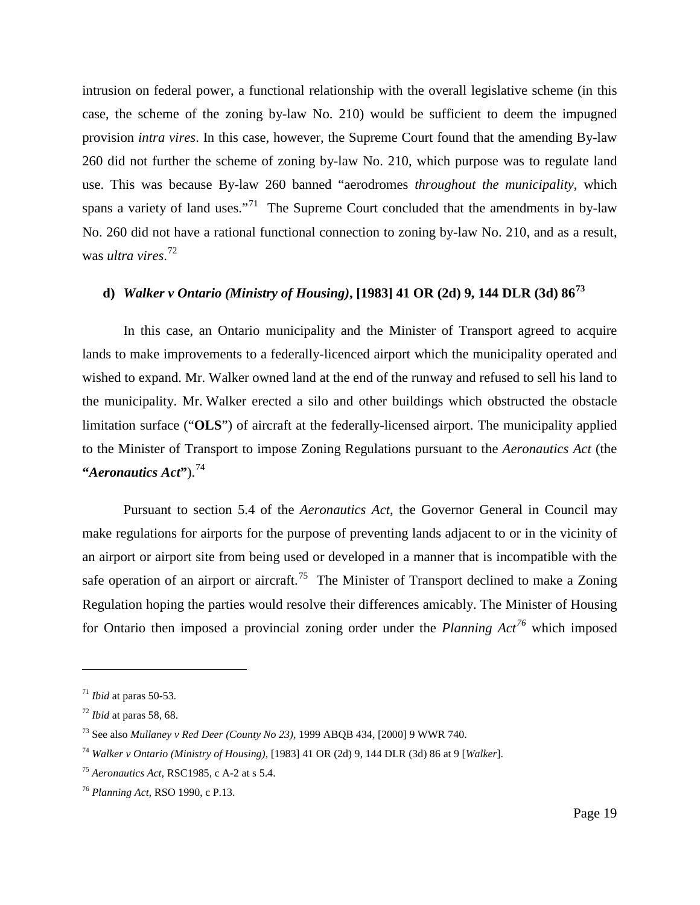intrusion on federal power, a functional relationship with the overall legislative scheme (in this case, the scheme of the zoning by-law No. 210) would be sufficient to deem the impugned provision *intra vires*. In this case, however, the Supreme Court found that the amending By-law 260 did not further the scheme of zoning by-law No. 210, which purpose was to regulate land use. This was because By-law 260 banned "aerodromes *throughout the municipality*, which spans a variety of land uses."[71] The Supreme Court concluded that the amendments in by-law No. 260 did not have a rational functional connection to zoning by-law No. 210, and as a result, was *ultra vires*.[72]

### d) *Walker v Ontario (Ministry of Housing)*, [1983] 41 OR (2d) 9, 144 DLR (3d) 86[73]

In this case, an Ontario municipality and the Minister of Transport agreed to acquire lands to make improvements to a federally-licenced airport which the municipality operated and wished to expand. Mr. Walker owned land at the end of the runway and refused to sell his land to the municipality. Mr. Walker erected a silo and other buildings which obstructed the obstacle limitation surface ("**OLS**") of aircraft at the federally-licensed airport. The municipality applied to the Minister of Transport to impose Zoning Regulations pursuant to the *Aeronautics Act* (the **"*Aeronautics Act*"**).[74]

Pursuant to section 5.4 of the *Aeronautics Act*, the Governor General in Council may make regulations for airports for the purpose of preventing lands adjacent to or in the vicinity of an airport or airport site from being used or developed in a manner that is incompatible with the safe operation of an airport or aircraft.[75] The Minister of Transport declined to make a Zoning Regulation hoping the parties would resolve their differences amicably. The Minister of Housing for Ontario then imposed a provincial zoning order under the *Planning Act*[76] which imposed

---

[71] *Ibid* at paras 50-53.

[72] *Ibid* at paras 58, 68.

[73] See also *Mullaney v Red Deer (County No 23)*, 1999 ABQB 434, [2000] 9 WWR 740.

[74] *Walker v Ontario (Ministry of Housing)*, [1983] 41 OR (2d) 9, 144 DLR (3d) 86 at 9 [*Walker*].

[75] *Aeronautics Act*, RSC1985, c A-2 at s 5.4.

[76] *Planning Act*, RSO 1990, c P.13.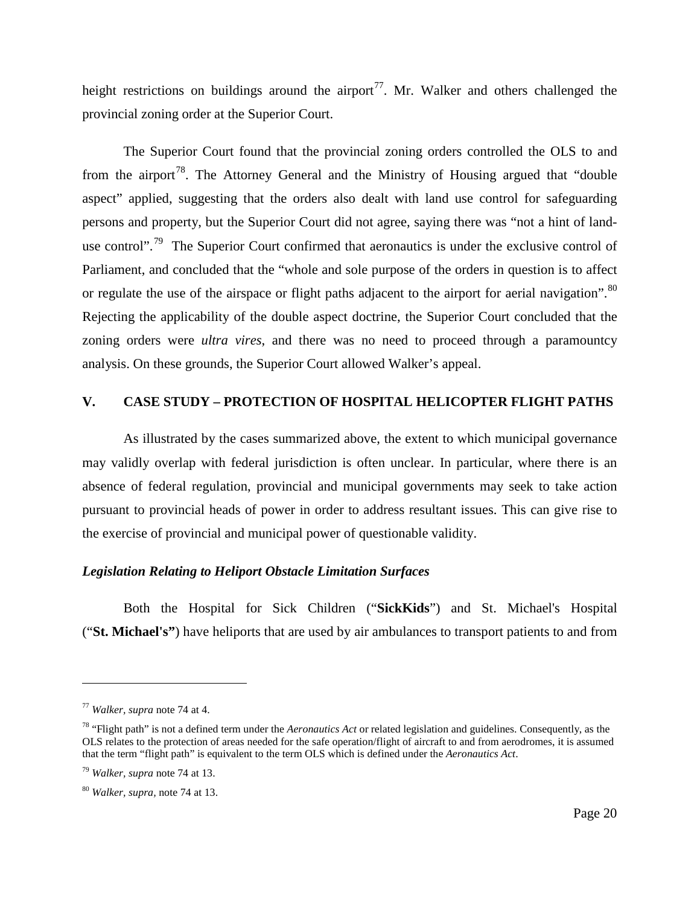height restrictions on buildings around the airport[77]. Mr. Walker and others challenged the provincial zoning order at the Superior Court.

The Superior Court found that the provincial zoning orders controlled the OLS to and from the airport[78]. The Attorney General and the Ministry of Housing argued that "double aspect" applied, suggesting that the orders also dealt with land use control for safeguarding persons and property, but the Superior Court did not agree, saying there was "not a hint of land-use control".[79] The Superior Court confirmed that aeronautics is under the exclusive control of Parliament, and concluded that the "whole and sole purpose of the orders in question is to affect or regulate the use of the airspace or flight paths adjacent to the airport for aerial navigation".[80] Rejecting the applicability of the double aspect doctrine, the Superior Court concluded that the zoning orders were *ultra vires*, and there was no need to proceed through a paramountcy analysis. On these grounds, the Superior Court allowed Walker's appeal.

## V. CASE STUDY – PROTECTION OF HOSPITAL HELICOPTER FLIGHT PATHS

As illustrated by the cases summarized above, the extent to which municipal governance may validly overlap with federal jurisdiction is often unclear. In particular, where there is an absence of federal regulation, provincial and municipal governments may seek to take action pursuant to provincial heads of power in order to address resultant issues. This can give rise to the exercise of provincial and municipal power of questionable validity.

### *Legislation Relating to Heliport Obstacle Limitation Surfaces*

Both the Hospital for Sick Children ("**SickKids**") and St. Michael's Hospital ("**St. Michael's"**) have heliports that are used by air ambulances to transport patients to and from

---

[77] *Walker, supra* note 74 at 4.

[78] "Flight path" is not a defined term under the *Aeronautics Act* or related legislation and guidelines. Consequently, as the OLS relates to the protection of areas needed for the safe operation/flight of aircraft to and from aerodromes, it is assumed that the term "flight path" is equivalent to the term OLS which is defined under the *Aeronautics Act*.

[79] *Walker, supra* note 74 at 13.

[80] *Walker, supra,* note 74 at 13.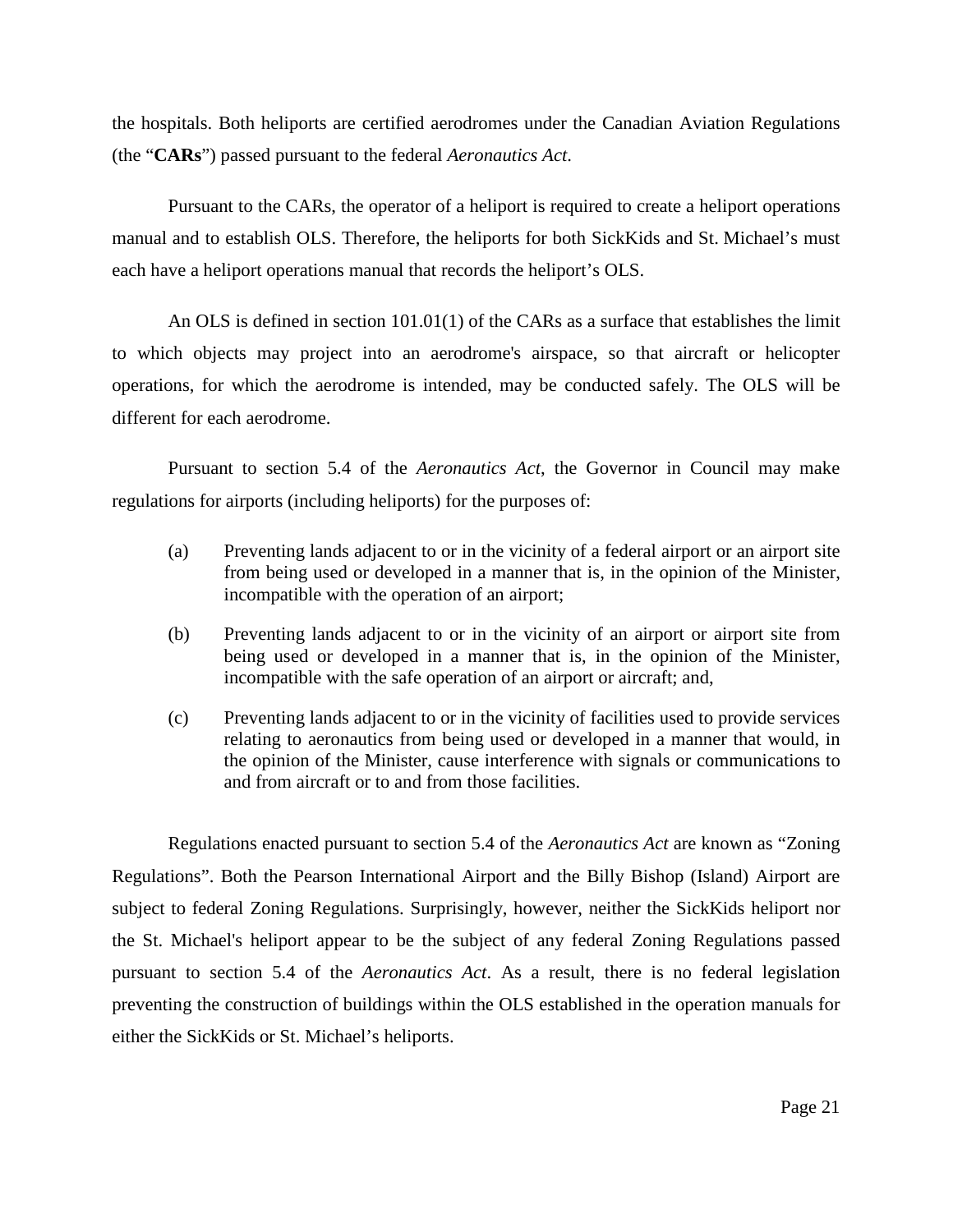the hospitals. Both heliports are certified aerodromes under the Canadian Aviation Regulations (the "**CARs**") passed pursuant to the federal *Aeronautics Act*.

Pursuant to the CARs, the operator of a heliport is required to create a heliport operations manual and to establish OLS. Therefore, the heliports for both SickKids and St. Michael's must each have a heliport operations manual that records the heliport's OLS.

An OLS is defined in section 101.01(1) of the CARs as a surface that establishes the limit to which objects may project into an aerodrome's airspace, so that aircraft or helicopter operations, for which the aerodrome is intended, may be conducted safely. The OLS will be different for each aerodrome.

Pursuant to section 5.4 of the *Aeronautics Act*, the Governor in Council may make regulations for airports (including heliports) for the purposes of:

(a) Preventing lands adjacent to or in the vicinity of a federal airport or an airport site from being used or developed in a manner that is, in the opinion of the Minister, incompatible with the operation of an airport;

(b) Preventing lands adjacent to or in the vicinity of an airport or airport site from being used or developed in a manner that is, in the opinion of the Minister, incompatible with the safe operation of an airport or aircraft; and,

(c) Preventing lands adjacent to or in the vicinity of facilities used to provide services relating to aeronautics from being used or developed in a manner that would, in the opinion of the Minister, cause interference with signals or communications to and from aircraft or to and from those facilities.

Regulations enacted pursuant to section 5.4 of the *Aeronautics Act* are known as "Zoning Regulations". Both the Pearson International Airport and the Billy Bishop (Island) Airport are subject to federal Zoning Regulations. Surprisingly, however, neither the SickKids heliport nor the St. Michael's heliport appear to be the subject of any federal Zoning Regulations passed pursuant to section 5.4 of the *Aeronautics Act*. As a result, there is no federal legislation preventing the construction of buildings within the OLS established in the operation manuals for either the SickKids or St. Michael's heliports.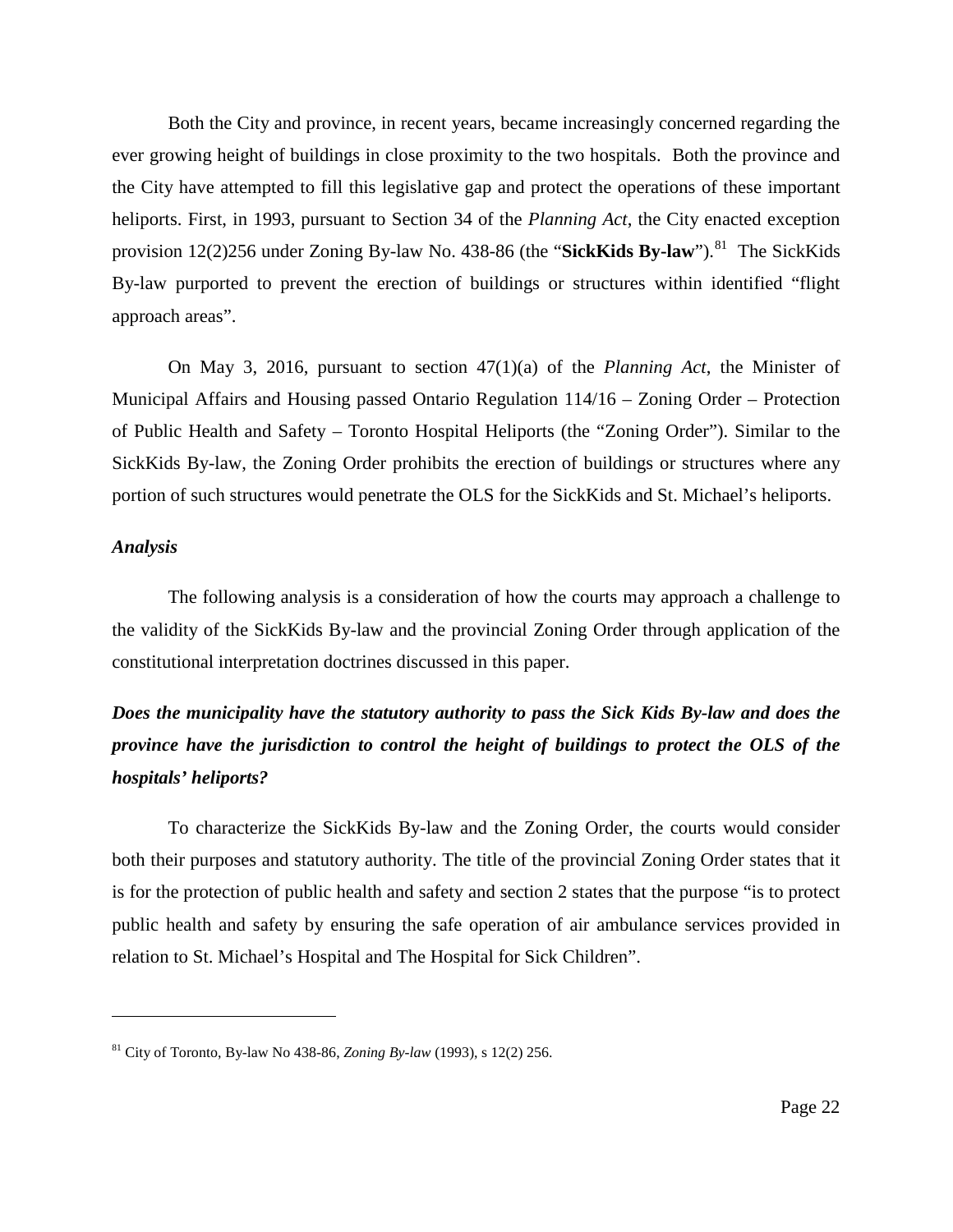Both the City and province, in recent years, became increasingly concerned regarding the ever growing height of buildings in close proximity to the two hospitals. Both the province and the City have attempted to fill this legislative gap and protect the operations of these important heliports. First, in 1993, pursuant to Section 34 of the *Planning Act*, the City enacted exception provision 12(2)256 under Zoning By-law No. 438-86 (the "**SickKids By-law**").[81] The SickKids By-law purported to prevent the erection of buildings or structures within identified "flight approach areas".

On May 3, 2016, pursuant to section 47(1)(a) of the *Planning Act*, the Minister of Municipal Affairs and Housing passed Ontario Regulation 114/16 – Zoning Order – Protection of Public Health and Safety – Toronto Hospital Heliports (the "Zoning Order"). Similar to the SickKids By-law, the Zoning Order prohibits the erection of buildings or structures where any portion of such structures would penetrate the OLS for the SickKids and St. Michael's heliports.

***Analysis***

The following analysis is a consideration of how the courts may approach a challenge to the validity of the SickKids By-law and the provincial Zoning Order through application of the constitutional interpretation doctrines discussed in this paper.

***Does the municipality have the statutory authority to pass the Sick Kids By-law and does the province have the jurisdiction to control the height of buildings to protect the OLS of the hospitals' heliports?***

To characterize the SickKids By-law and the Zoning Order, the courts would consider both their purposes and statutory authority. The title of the provincial Zoning Order states that it is for the protection of public health and safety and section 2 states that the purpose "is to protect public health and safety by ensuring the safe operation of air ambulance services provided in relation to St. Michael's Hospital and The Hospital for Sick Children".

---

[81] City of Toronto, By-law No 438-86, *Zoning By-law* (1993), s 12(2) 256.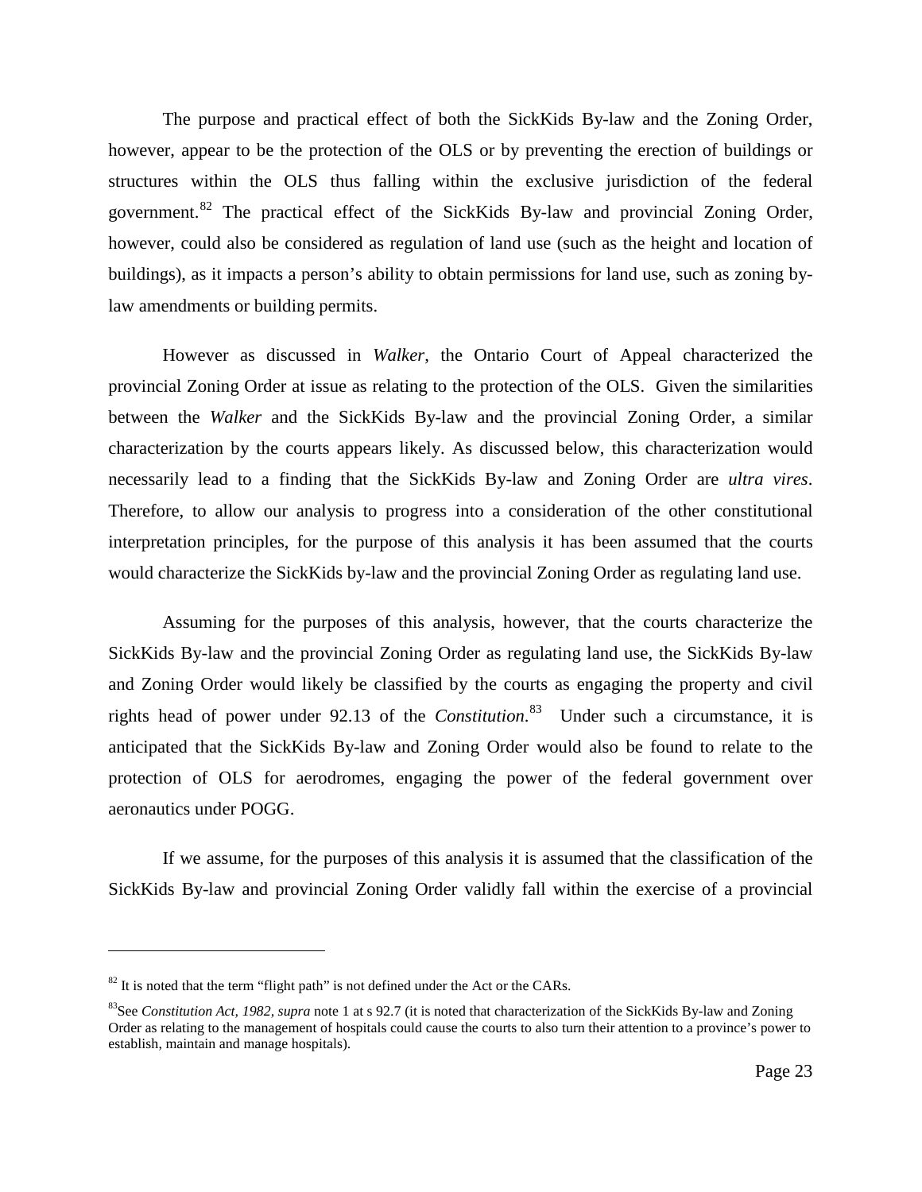The purpose and practical effect of both the SickKids By-law and the Zoning Order, however, appear to be the protection of the OLS or by preventing the erection of buildings or structures within the OLS thus falling within the exclusive jurisdiction of the federal government.[82] The practical effect of the SickKids By-law and provincial Zoning Order, however, could also be considered as regulation of land use (such as the height and location of buildings), as it impacts a person's ability to obtain permissions for land use, such as zoning by-law amendments or building permits.

However as discussed in *Walker*, the Ontario Court of Appeal characterized the provincial Zoning Order at issue as relating to the protection of the OLS. Given the similarities between the *Walker* and the SickKids By-law and the provincial Zoning Order, a similar characterization by the courts appears likely. As discussed below, this characterization would necessarily lead to a finding that the SickKids By-law and Zoning Order are *ultra vires*. Therefore, to allow our analysis to progress into a consideration of the other constitutional interpretation principles, for the purpose of this analysis it has been assumed that the courts would characterize the SickKids by-law and the provincial Zoning Order as regulating land use.

Assuming for the purposes of this analysis, however, that the courts characterize the SickKids By-law and the provincial Zoning Order as regulating land use, the SickKids By-law and Zoning Order would likely be classified by the courts as engaging the property and civil rights head of power under 92.13 of the *Constitution*.[83] Under such a circumstance, it is anticipated that the SickKids By-law and Zoning Order would also be found to relate to the protection of OLS for aerodromes, engaging the power of the federal government over aeronautics under POGG.

If we assume, for the purposes of this analysis it is assumed that the classification of the SickKids By-law and provincial Zoning Order validly fall within the exercise of a provincial

---

[82] It is noted that the term "flight path" is not defined under the Act or the CARs.

[83] See *Constitution Act, 1982, supra* note 1 at s 92.7 (it is noted that characterization of the SickKids By-law and Zoning Order as relating to the management of hospitals could cause the courts to also turn their attention to a province's power to establish, maintain and manage hospitals).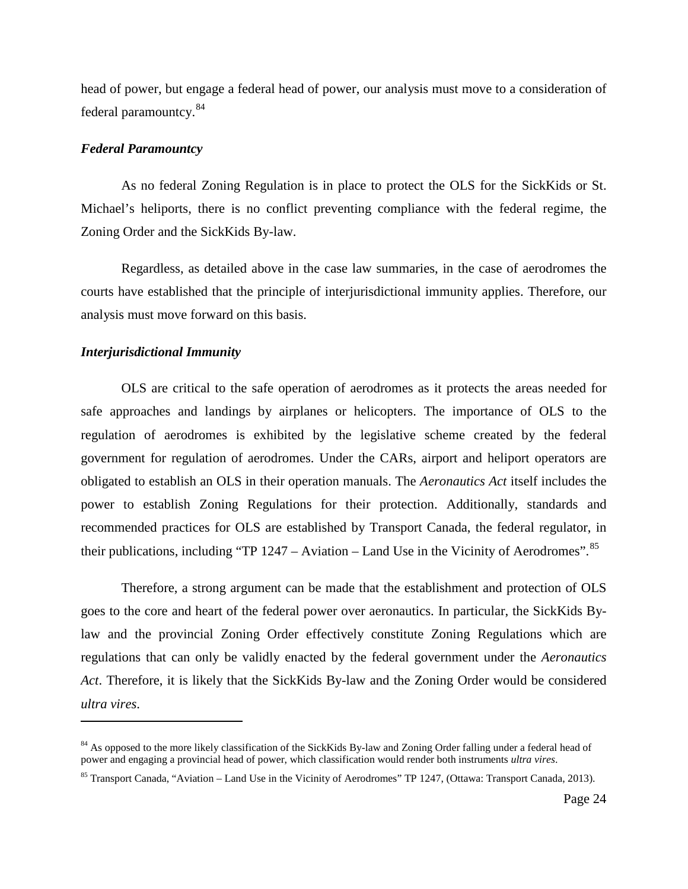head of power, but engage a federal head of power, our analysis must move to a consideration of federal paramountcy.[84]

### *Federal Paramountcy*

As no federal Zoning Regulation is in place to protect the OLS for the SickKids or St. Michael's heliports, there is no conflict preventing compliance with the federal regime, the Zoning Order and the SickKids By-law.

Regardless, as detailed above in the case law summaries, in the case of aerodromes the courts have established that the principle of interjurisdictional immunity applies. Therefore, our analysis must move forward on this basis.

### *Interjurisdictional Immunity*

OLS are critical to the safe operation of aerodromes as it protects the areas needed for safe approaches and landings by airplanes or helicopters. The importance of OLS to the regulation of aerodromes is exhibited by the legislative scheme created by the federal government for regulation of aerodromes. Under the CARs, airport and heliport operators are obligated to establish an OLS in their operation manuals. The *Aeronautics Act* itself includes the power to establish Zoning Regulations for their protection. Additionally, standards and recommended practices for OLS are established by Transport Canada, the federal regulator, in their publications, including "TP 1247 – Aviation – Land Use in the Vicinity of Aerodromes".[85]

Therefore, a strong argument can be made that the establishment and protection of OLS goes to the core and heart of the federal power over aeronautics. In particular, the SickKids By-law and the provincial Zoning Order effectively constitute Zoning Regulations which are regulations that can only be validly enacted by the federal government under the *Aeronautics Act*. Therefore, it is likely that the SickKids By-law and the Zoning Order would be considered *ultra vires*.

---

[84] As opposed to the more likely classification of the SickKids By-law and Zoning Order falling under a federal head of power and engaging a provincial head of power, which classification would render both instruments *ultra vires*.

[85] Transport Canada, "Aviation – Land Use in the Vicinity of Aerodromes" TP 1247, (Ottawa: Transport Canada, 2013).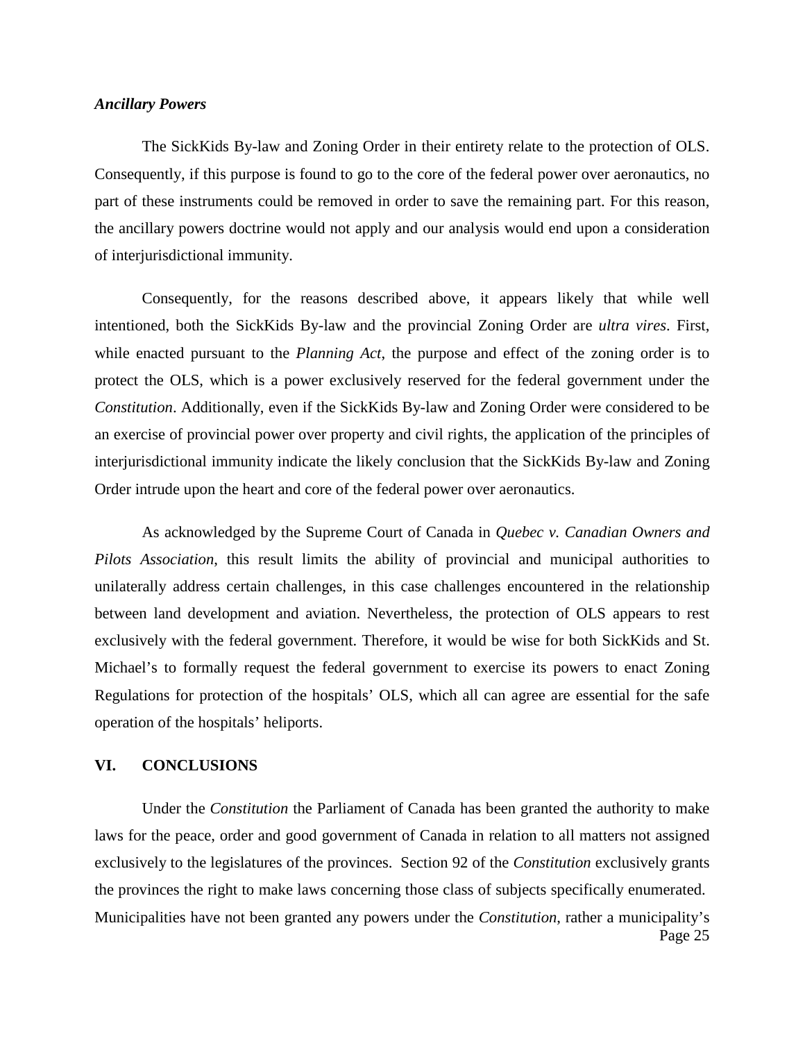***Ancillary Powers***

The SickKids By-law and Zoning Order in their entirety relate to the protection of OLS. Consequently, if this purpose is found to go to the core of the federal power over aeronautics, no part of these instruments could be removed in order to save the remaining part. For this reason, the ancillary powers doctrine would not apply and our analysis would end upon a consideration of interjurisdictional immunity.

Consequently, for the reasons described above, it appears likely that while well intentioned, both the SickKids By-law and the provincial Zoning Order are *ultra vires*. First, while enacted pursuant to the *Planning Act*, the purpose and effect of the zoning order is to protect the OLS, which is a power exclusively reserved for the federal government under the *Constitution*. Additionally, even if the SickKids By-law and Zoning Order were considered to be an exercise of provincial power over property and civil rights, the application of the principles of interjurisdictional immunity indicate the likely conclusion that the SickKids By-law and Zoning Order intrude upon the heart and core of the federal power over aeronautics.

As acknowledged by the Supreme Court of Canada in *Quebec v. Canadian Owners and Pilots Association*, this result limits the ability of provincial and municipal authorities to unilaterally address certain challenges, in this case challenges encountered in the relationship between land development and aviation. Nevertheless, the protection of OLS appears to rest exclusively with the federal government. Therefore, it would be wise for both SickKids and St. Michael's to formally request the federal government to exercise its powers to enact Zoning Regulations for protection of the hospitals' OLS, which all can agree are essential for the safe operation of the hospitals' heliports.

## VI. CONCLUSIONS

Under the *Constitution* the Parliament of Canada has been granted the authority to make laws for the peace, order and good government of Canada in relation to all matters not assigned exclusively to the legislatures of the provinces. Section 92 of the *Constitution* exclusively grants the provinces the right to make laws concerning those class of subjects specifically enumerated. Municipalities have not been granted any powers under the *Constitution*, rather a municipality's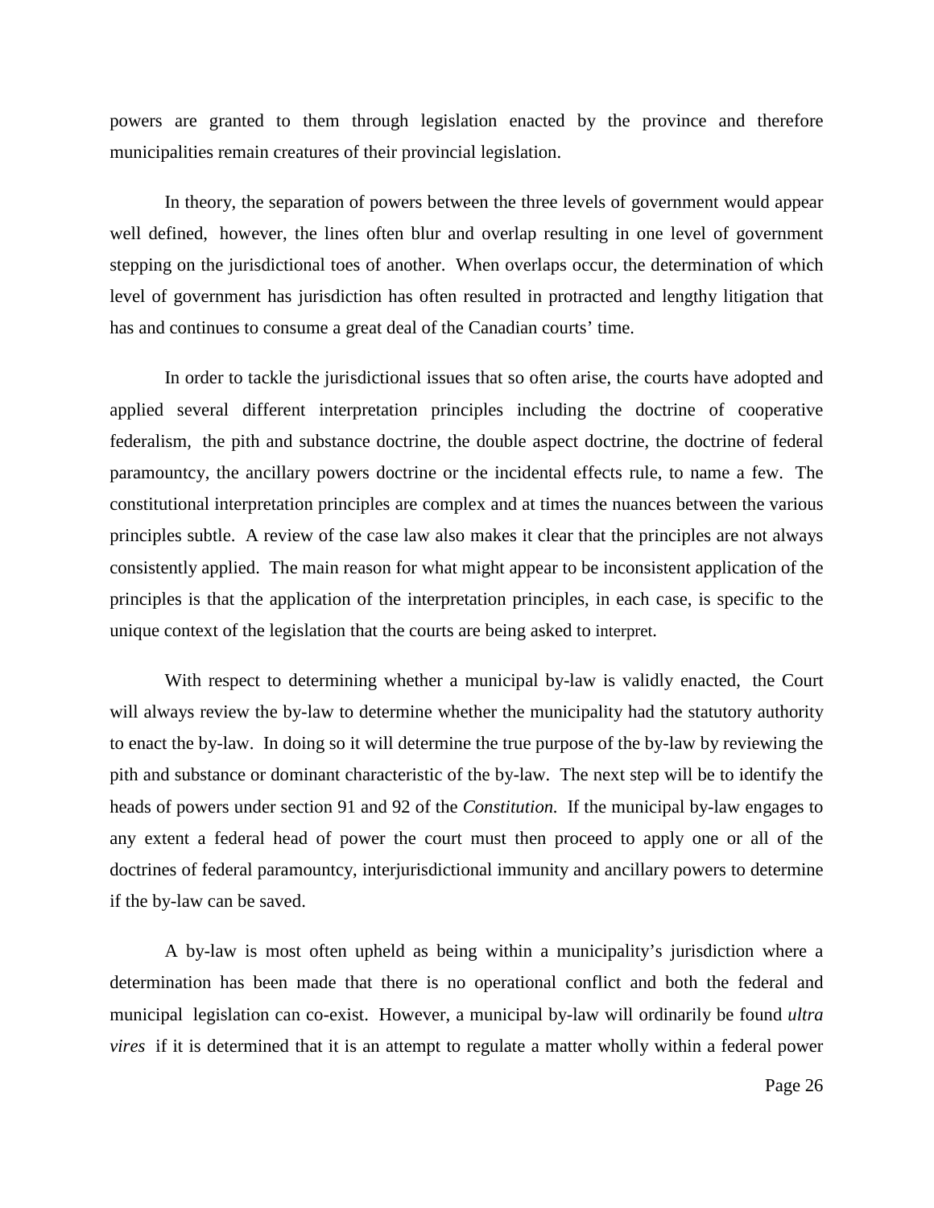powers are granted to them through legislation enacted by the province and therefore municipalities remain creatures of their provincial legislation.

In theory, the separation of powers between the three levels of government would appear well defined, however, the lines often blur and overlap resulting in one level of government stepping on the jurisdictional toes of another. When overlaps occur, the determination of which level of government has jurisdiction has often resulted in protracted and lengthy litigation that has and continues to consume a great deal of the Canadian courts' time.

In order to tackle the jurisdictional issues that so often arise, the courts have adopted and applied several different interpretation principles including the doctrine of cooperative federalism, the pith and substance doctrine, the double aspect doctrine, the doctrine of federal paramountcy, the ancillary powers doctrine or the incidental effects rule, to name a few. The constitutional interpretation principles are complex and at times the nuances between the various principles subtle. A review of the case law also makes it clear that the principles are not always consistently applied. The main reason for what might appear to be inconsistent application of the principles is that the application of the interpretation principles, in each case, is specific to the unique context of the legislation that the courts are being asked to interpret.

With respect to determining whether a municipal by-law is validly enacted, the Court will always review the by-law to determine whether the municipality had the statutory authority to enact the by-law. In doing so it will determine the true purpose of the by-law by reviewing the pith and substance or dominant characteristic of the by-law. The next step will be to identify the heads of powers under section 91 and 92 of the *Constitution.* If the municipal by-law engages to any extent a federal head of power the court must then proceed to apply one or all of the doctrines of federal paramountcy, interjurisdictional immunity and ancillary powers to determine if the by-law can be saved.

A by-law is most often upheld as being within a municipality's jurisdiction where a determination has been made that there is no operational conflict and both the federal and municipal legislation can co-exist. However, a municipal by-law will ordinarily be found *ultra vires* if it is determined that it is an attempt to regulate a matter wholly within a federal power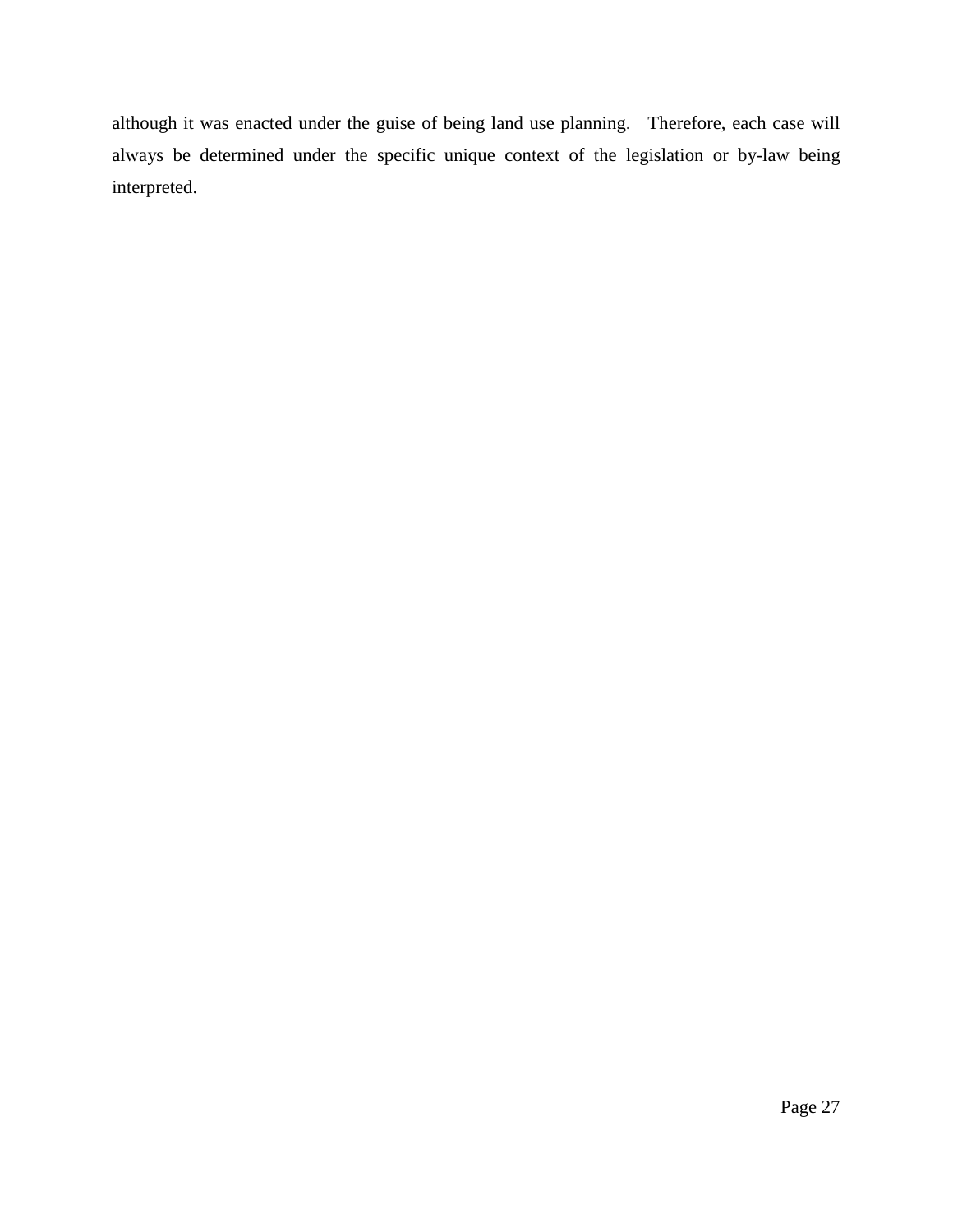although it was enacted under the guise of being land use planning. Therefore, each case will always be determined under the specific unique context of the legislation or by-law being interpreted.